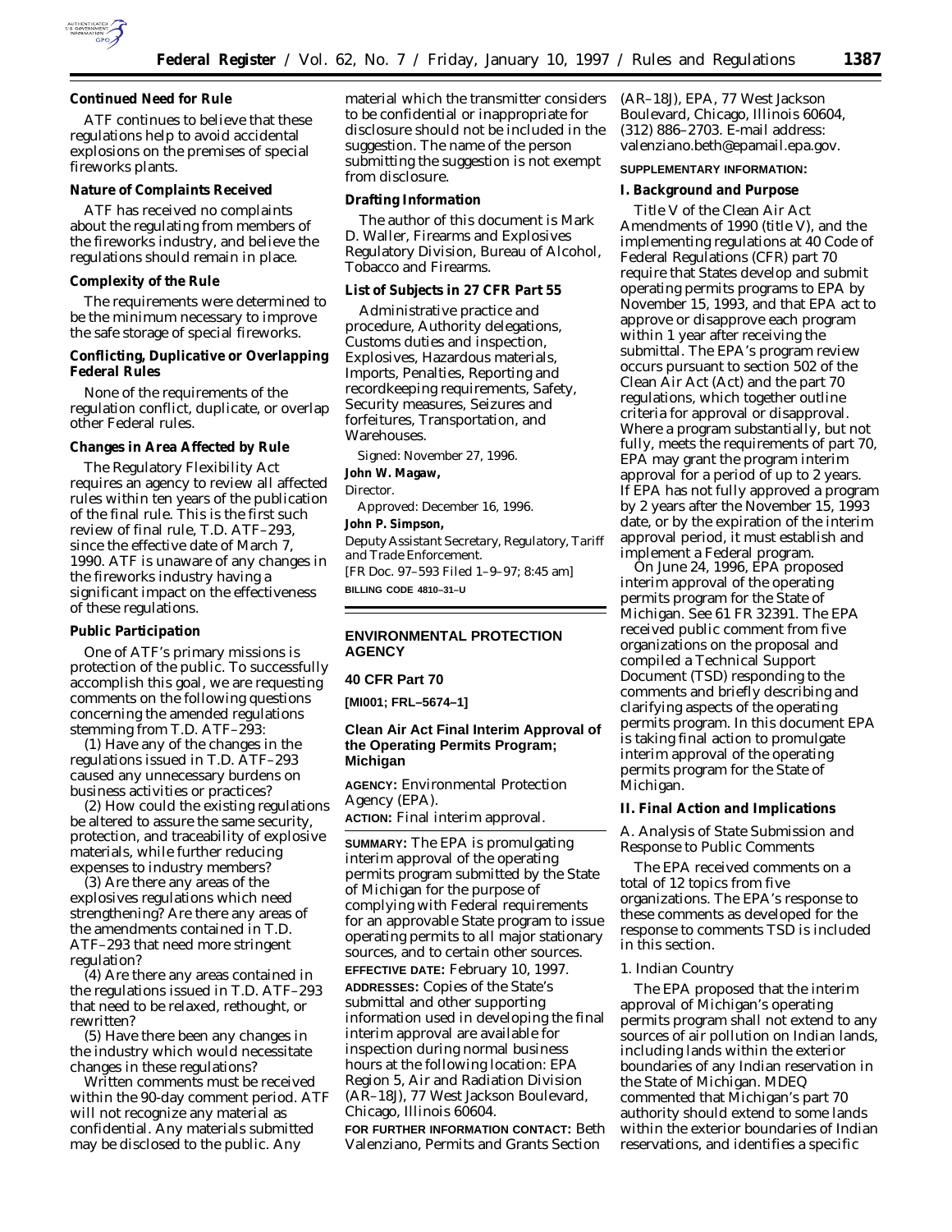**Continued Need for Rule**

ATF continues to believe that these regulations help to avoid accidental explosions on the premises of special fireworks plants.

**Nature of Complaints Received**

ATF has received no complaints about the regulating from members of the fireworks industry, and believe the regulations should remain in place.

**Complexity of the Rule**

The requirements were determined to be the minimum necessary to improve the safe storage of special fireworks.

**Conflicting, Duplicative or Overlapping Federal Rules**

None of the requirements of the regulation conflict, duplicate, or overlap other Federal rules.

**Changes in Area Affected by Rule**

The Regulatory Flexibility Act requires an agency to review all affected rules within ten years of the publication of the final rule. This is the first such review of final rule, T.D. ATF–293, since the effective date of March 7, 1990. ATF is unaware of any changes in the fireworks industry having a significant impact on the effectiveness of these regulations.

**Public Participation**

One of ATF's primary missions is protection of the public. To successfully accomplish this goal, we are requesting comments on the following questions concerning the amended regulations stemming from T.D. ATF–293:

(1) Have any of the changes in the regulations issued in T.D. ATF–293 caused any unnecessary burdens on business activities or practices?

(2) How could the existing regulations be altered to assure the same security, protection, and traceability of explosive materials, while further reducing expenses to industry members?

(3) Are there any areas of the explosives regulations which need strengthening? Are there any areas of the amendments contained in T.D. ATF–293 that need more stringent regulation?

(4) Are there any areas contained in the regulations issued in T.D. ATF–293 that need to be relaxed, rethought, or rewritten?

(5) Have there been any changes in the industry which would necessitate changes in these regulations?

Written comments must be received within the 90-day comment period. ATF will not recognize any material as confidential. Any materials submitted may be disclosed to the public. Any material which the transmitter considers to be confidential or inappropriate for disclosure should not be included in the suggestion. The name of the person submitting the suggestion is not exempt from disclosure.

**Drafting Information**

The author of this document is Mark D. Waller, Firearms and Explosives Regulatory Division, Bureau of Alcohol, Tobacco and Firearms.

**List of Subjects in 27 CFR Part 55**

Administrative practice and procedure, Authority delegations, Customs duties and inspection, Explosives, Hazardous materials, Imports, Penalties, Reporting and recordkeeping requirements, Safety, Security measures, Seizures and forfeitures, Transportation, and Warehouses.

Signed: November 27, 1996.

**John W. Magaw,**

*Director.*

Approved: December 16, 1996.

**John P. Simpson,**

*Deputy Assistant Secretary, Regulatory, Tariff and Trade Enforcement.*

[FR Doc. 97–593 Filed 1–9–97; 8:45 am]

**BILLING CODE 4810–31–U**

## ENVIRONMENTAL PROTECTION AGENCY

**40 CFR Part 70**

**[MI001; FRL–5674–1]**

### Clean Air Act Final Interim Approval of the Operating Permits Program; Michigan

**AGENCY:** Environmental Protection Agency (EPA).

**ACTION:** Final interim approval.

**SUMMARY:** The EPA is promulgating interim approval of the operating permits program submitted by the State of Michigan for the purpose of complying with Federal requirements for an approvable State program to issue operating permits to all major stationary sources, and to certain other sources.

**EFFECTIVE DATE:** February 10, 1997.

**ADDRESSES:** Copies of the State's submittal and other supporting information used in developing the final interim approval are available for inspection during normal business hours at the following location: EPA Region 5, Air and Radiation Division (AR–18J), 77 West Jackson Boulevard, Chicago, Illinois 60604.

**FOR FURTHER INFORMATION CONTACT:** Beth Valenziano, Permits and Grants Section (AR–18J), EPA, 77 West Jackson Boulevard, Chicago, Illinois 60604, (312) 886–2703. E-mail address: valenziano.beth@epamail.epa.gov.

**SUPPLEMENTARY INFORMATION:**

**I. Background and Purpose**

Title V of the Clean Air Act Amendments of 1990 (title V), and the implementing regulations at 40 Code of Federal Regulations (CFR) part 70 require that States develop and submit operating permits programs to EPA by November 15, 1993, and that EPA act to approve or disapprove each program within 1 year after receiving the submittal. The EPA's program review occurs pursuant to section 502 of the Clean Air Act (Act) and the part 70 regulations, which together outline criteria for approval or disapproval. Where a program substantially, but not fully, meets the requirements of part 70, EPA may grant the program interim approval for a period of up to 2 years. If EPA has not fully approved a program by 2 years after the November 15, 1993 date, or by the expiration of the interim approval period, it must establish and implement a Federal program.

On June 24, 1996, EPA proposed interim approval of the operating permits program for the State of Michigan. See 61 FR 32391. The EPA received public comment from five organizations on the proposal and compiled a Technical Support Document (TSD) responding to the comments and briefly describing and clarifying aspects of the operating permits program. In this document EPA is taking final action to promulgate interim approval of the operating permits program for the State of Michigan.

**II. Final Action and Implications**

*A. Analysis of State Submission and Response to Public Comments*

The EPA received comments on a total of 12 topics from five organizations. The EPA's response to these comments as developed for the response to comments TSD is included in this section.

*1. Indian Country*

The EPA proposed that the interim approval of Michigan's operating permits program shall not extend to any sources of air pollution on Indian lands, including lands within the exterior boundaries of any Indian reservation in the State of Michigan. MDEQ commented that Michigan's part 70 authority should extend to some lands within the exterior boundaries of Indian reservations, and identifies a specific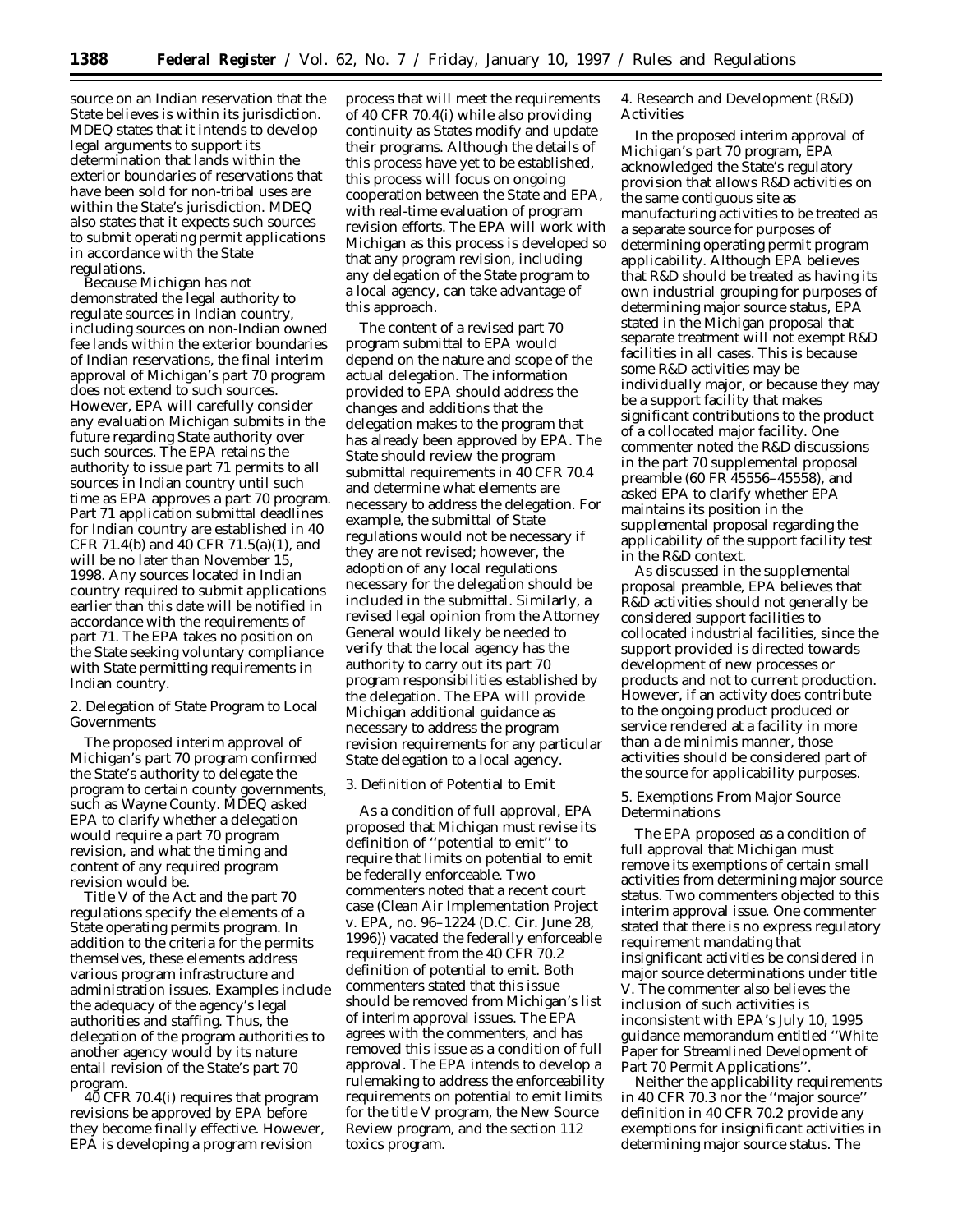source on an Indian reservation that the State believes is within its jurisdiction. MDEQ states that it intends to develop legal arguments to support its determination that lands within the exterior boundaries of reservations that have been sold for non-tribal uses are within the State's jurisdiction. MDEQ also states that it expects such sources to submit operating permit applications in accordance with the State regulations.

Because Michigan has not demonstrated the legal authority to regulate sources in Indian country, including sources on non-Indian owned fee lands within the exterior boundaries of Indian reservations, the final interim approval of Michigan's part 70 program does not extend to such sources. However, EPA will carefully consider any evaluation Michigan submits in the future regarding State authority over such sources. The EPA retains the authority to issue part 71 permits to all sources in Indian country until such time as EPA approves a part 70 program. Part 71 application submittal deadlines for Indian country are established in 40 CFR 71.4(b) and 40 CFR 71.5(a)(1), and will be no later than November 15, 1998. Any sources located in Indian country required to submit applications earlier than this date will be notified in accordance with the requirements of part 71. The EPA takes no position on the State seeking voluntary compliance with State permitting requirements in Indian country.

2. Delegation of State Program to Local Governments

The proposed interim approval of Michigan's part 70 program confirmed the State's authority to delegate the program to certain county governments, such as Wayne County. MDEQ asked EPA to clarify whether a delegation would require a part 70 program revision, and what the timing and content of any required program revision would be.

Title V of the Act and the part 70 regulations specify the elements of a State operating permits program. In addition to the criteria for the permits themselves, these elements address various program infrastructure and administration issues. Examples include the adequacy of the agency's legal authorities and staffing. Thus, the delegation of the program authorities to another agency would by its nature entail revision of the State's part 70 program.

40 CFR 70.4(i) requires that program revisions be approved by EPA before they become finally effective. However, EPA is developing a program revision process that will meet the requirements of 40 CFR 70.4(i) while also providing continuity as States modify and update their programs. Although the details of this process have yet to be established, this process will focus on ongoing cooperation between the State and EPA, with real-time evaluation of program revision efforts. The EPA will work with Michigan as this process is developed so that any program revision, including any delegation of the State program to a local agency, can take advantage of this approach.

The content of a revised part 70 program submittal to EPA would depend on the nature and scope of the actual delegation. The information provided to EPA should address the changes and additions that the delegation makes to the program that has already been approved by EPA. The State should review the program submittal requirements in 40 CFR 70.4 and determine what elements are necessary to address the delegation. For example, the submittal of State regulations would not be necessary if they are not revised; however, the adoption of any local regulations necessary for the delegation should be included in the submittal. Similarly, a revised legal opinion from the Attorney General would likely be needed to verify that the local agency has the authority to carry out its part 70 program responsibilities established by the delegation. The EPA will provide Michigan additional guidance as necessary to address the program revision requirements for any particular State delegation to a local agency.

3. Definition of Potential to Emit

As a condition of full approval, EPA proposed that Michigan must revise its definition of "potential to emit" to require that limits on potential to emit be federally enforceable. Two commenters noted that a recent court case (*Clean Air Implementation Project* v. *EPA*, no. 96–1224 (D.C. Cir. June 28, 1996)) vacated the federally enforceable requirement from the 40 CFR 70.2 definition of potential to emit. Both commenters stated that this issue should be removed from Michigan's list of interim approval issues. The EPA agrees with the commenters, and has removed this issue as a condition of full approval. The EPA intends to develop a rulemaking to address the enforceability requirements on potential to emit limits for the title V program, the New Source Review program, and the section 112 toxics program.

4. Research and Development (R&D) Activities

In the proposed interim approval of Michigan's part 70 program, EPA acknowledged the State's regulatory provision that allows R&D activities on the same contiguous site as manufacturing activities to be treated as a separate source for purposes of determining operating permit program applicability. Although EPA believes that R&D should be treated as having its own industrial grouping for purposes of determining major source status, EPA stated in the Michigan proposal that separate treatment will not exempt R&D facilities in all cases. This is because some R&D activities may be individually major, or because they may be a support facility that makes significant contributions to the product of a collocated major facility. One commenter noted the R&D discussions in the part 70 supplemental proposal preamble (60 FR 45556–45558), and asked EPA to clarify whether EPA maintains its position in the supplemental proposal regarding the applicability of the support facility test in the R&D context.

As discussed in the supplemental proposal preamble, EPA believes that R&D activities should not generally be considered support facilities to collocated industrial facilities, since the support provided is directed towards development of new processes or products and not to current production. However, if an activity does contribute to the ongoing product produced or service rendered at a facility in more than a de minimis manner, those activities should be considered part of the source for applicability purposes.

5. Exemptions From Major Source Determinations

The EPA proposed as a condition of full approval that Michigan must remove its exemptions of certain small activities from determining major source status. Two commenters objected to this interim approval issue. One commenter stated that there is no express regulatory requirement mandating that insignificant activities be considered in major source determinations under title V. The commenter also believes the inclusion of such activities is inconsistent with EPA's July 10, 1995 guidance memorandum entitled "White Paper for Streamlined Development of Part 70 Permit Applications".

Neither the applicability requirements in 40 CFR 70.3 nor the "major source" definition in 40 CFR 70.2 provide any exemptions for insignificant activities in determining major source status. The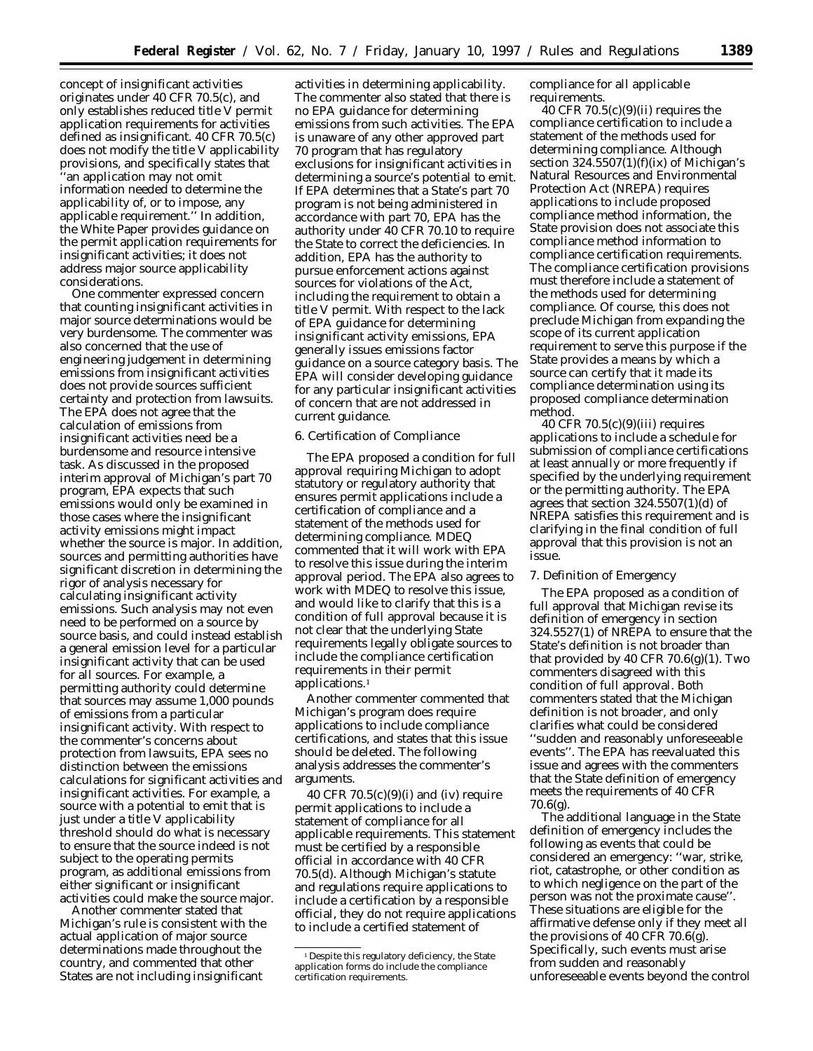concept of insignificant activities originates under 40 CFR 70.5(c), and only establishes reduced title V permit application requirements for activities defined as insignificant. 40 CFR 70.5(c) does not modify the title V applicability provisions, and specifically states that ''an application may not omit information needed to determine the applicability of, or to impose, any applicable requirement.'' In addition, the White Paper provides guidance on the permit application requirements for insignificant activities; it does not address major source applicability considerations.

One commenter expressed concern that counting insignificant activities in major source determinations would be very burdensome. The commenter was also concerned that the use of engineering judgement in determining emissions from insignificant activities does not provide sources sufficient certainty and protection from lawsuits. The EPA does not agree that the calculation of emissions from insignificant activities need be a burdensome and resource intensive task. As discussed in the proposed interim approval of Michigan's part 70 program, EPA expects that such emissions would only be examined in those cases where the insignificant activity emissions might impact whether the source is major. In addition, sources and permitting authorities have significant discretion in determining the rigor of analysis necessary for calculating insignificant activity emissions. Such analysis may not even need to be performed on a source by source basis, and could instead establish a general emission level for a particular insignificant activity that can be used for all sources. For example, a permitting authority could determine that sources may assume 1,000 pounds of emissions from a particular insignificant activity. With respect to the commenter's concerns about protection from lawsuits, EPA sees no distinction between the emissions calculations for significant activities and insignificant activities. For example, a source with a potential to emit that is just under a title V applicability threshold should do what is necessary to ensure that the source indeed is not subject to the operating permits program, as additional emissions from either significant or insignificant activities could make the source major.

Another commenter stated that Michigan's rule is consistent with the actual application of major source determinations made throughout the country, and commented that other States are not including insignificant activities in determining applicability. The commenter also stated that there is no EPA guidance for determining emissions from such activities. The EPA is unaware of any other approved part 70 program that has regulatory exclusions for insignificant activities in determining a source's potential to emit. If EPA determines that a State's part 70 program is not being administered in accordance with part 70, EPA has the authority under 40 CFR 70.10 to require the State to correct the deficiencies. In addition, EPA has the authority to pursue enforcement actions against sources for violations of the Act, including the requirement to obtain a title V permit. With respect to the lack of EPA guidance for determining insignificant activity emissions, EPA generally issues emissions factor guidance on a source category basis. The EPA will consider developing guidance for any particular insignificant activities of concern that are not addressed in current guidance.

### 6. Certification of Compliance

The EPA proposed a condition for full approval requiring Michigan to adopt statutory or regulatory authority that ensures permit applications include a certification of compliance and a statement of the methods used for determining compliance. MDEQ commented that it will work with EPA to resolve this issue during the interim approval period. The EPA also agrees to work with MDEQ to resolve this issue, and would like to clarify that this is a condition of full approval because it is not clear that the underlying State requirements legally obligate sources to include the compliance certification requirements in their permit applications.[1]

Another commenter commented that Michigan's program does require applications to include compliance certifications, and states that this issue should be deleted. The following analysis addresses the commenter's arguments.

40 CFR 70.5(c)(9)(i) and (iv) require permit applications to include a statement of compliance for all applicable requirements. This statement must be certified by a responsible official in accordance with 40 CFR 70.5(d). Although Michigan's statute and regulations require applications to include a certification by a responsible official, they do not require applications to include a certified statement of compliance for all applicable requirements.

40 CFR 70.5(c)(9)(ii) requires the compliance certification to include a statement of the methods used for determining compliance. Although section 324.5507(1)(f)(ix) of Michigan's Natural Resources and Environmental Protection Act (NREPA) requires applications to include proposed compliance method information, the State provision does not associate this compliance method information to compliance certification requirements. The compliance certification provisions must therefore include a statement of the methods used for determining compliance. Of course, this does not preclude Michigan from expanding the scope of its current application requirement to serve this purpose if the State provides a means by which a source can certify that it made its compliance determination using its proposed compliance determination method.

40 CFR 70.5(c)(9)(iii) requires applications to include a schedule for submission of compliance certifications at least annually or more frequently if specified by the underlying requirement or the permitting authority. The EPA agrees that section 324.5507(1)(d) of NREPA satisfies this requirement and is clarifying in the final condition of full approval that this provision is not an issue.

### 7. Definition of Emergency

The EPA proposed as a condition of full approval that Michigan revise its definition of emergency in section 324.5527(1) of NREPA to ensure that the State's definition is not broader than that provided by 40 CFR 70.6(g)(1). Two commenters disagreed with this condition of full approval. Both commenters stated that the Michigan definition is not broader, and only clarifies what could be considered ''sudden and reasonably unforeseeable events''. The EPA has reevaluated this issue and agrees with the commenters that the State definition of emergency meets the requirements of 40 CFR 70.6(g).

The additional language in the State definition of emergency includes the following as events that could be considered an emergency: ''war, strike, riot, catastrophe, or other condition as to which negligence on the part of the person was not the proximate cause''. These situations are eligible for the affirmative defense only if they meet all the provisions of 40 CFR 70.6(g). Specifically, such events must arise from sudden and reasonably unforeseeable events beyond the control

[1] Despite this regulatory deficiency, the State application forms do include the compliance certification requirements.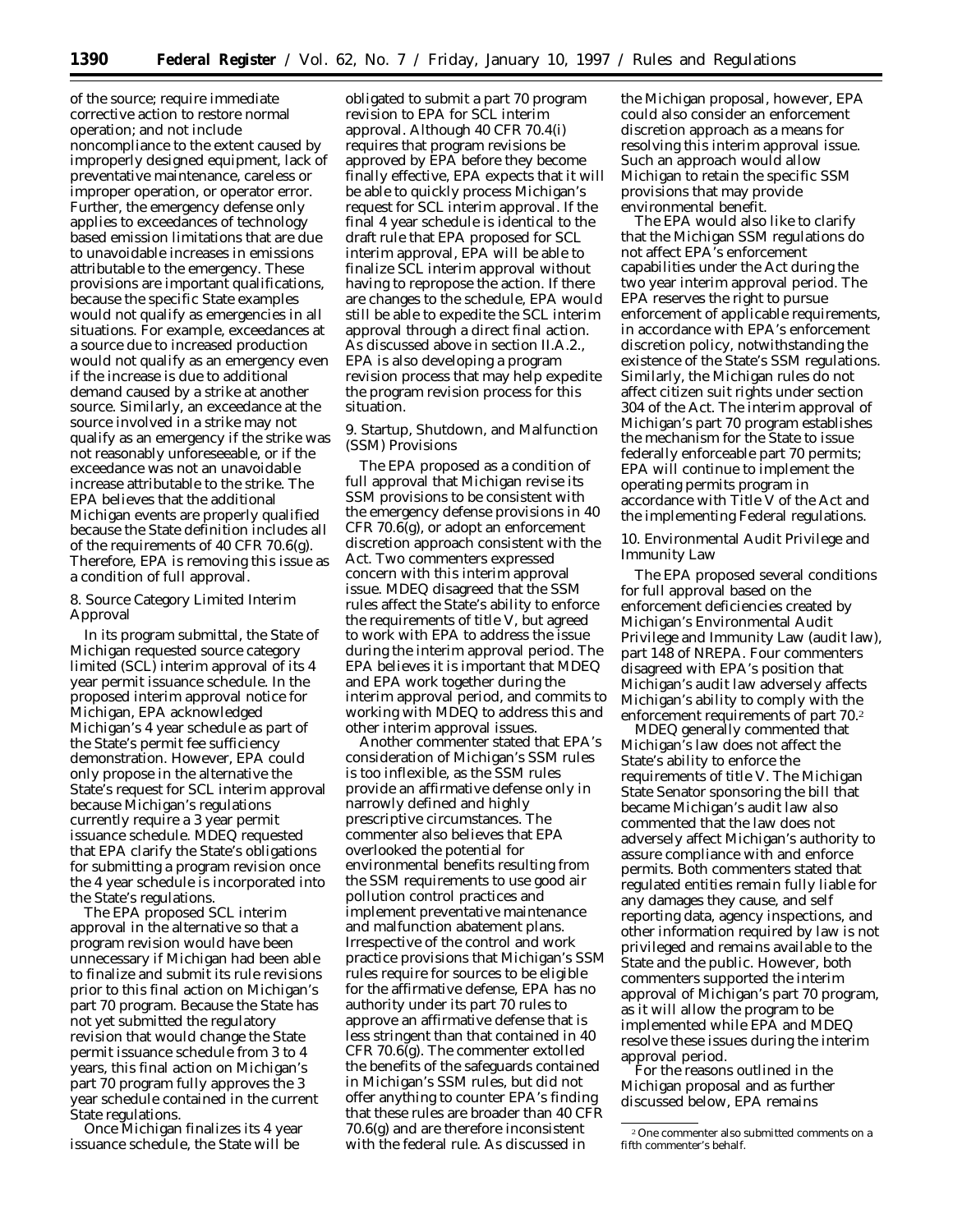of the source; require immediate corrective action to restore normal operation; and not include noncompliance to the extent caused by improperly designed equipment, lack of preventative maintenance, careless or improper operation, or operator error. Further, the emergency defense only applies to exceedances of technology based emission limitations that are due to unavoidable increases in emissions attributable to the emergency. These provisions are important qualifications, because the specific State examples would not qualify as emergencies in all situations. For example, exceedances at a source due to increased production would not qualify as an emergency even if the increase is due to additional demand caused by a strike at another source. Similarly, an exceedance at the source involved in a strike may not qualify as an emergency if the strike was not reasonably unforeseeable, or if the exceedance was not an unavoidable increase attributable to the strike. The EPA believes that the additional Michigan events are properly qualified because the State definition includes all of the requirements of 40 CFR 70.6(g). Therefore, EPA is removing this issue as a condition of full approval.

8. Source Category Limited Interim Approval

In its program submittal, the State of Michigan requested source category limited (SCL) interim approval of its 4 year permit issuance schedule. In the proposed interim approval notice for Michigan, EPA acknowledged Michigan's 4 year schedule as part of the State's permit fee sufficiency demonstration. However, EPA could only propose in the alternative the State's request for SCL interim approval because Michigan's regulations currently require a 3 year permit issuance schedule. MDEQ requested that EPA clarify the State's obligations for submitting a program revision once the 4 year schedule is incorporated into the State's regulations.

The EPA proposed SCL interim approval in the alternative so that a program revision would have been unnecessary if Michigan had been able to finalize and submit its rule revisions prior to this final action on Michigan's part 70 program. Because the State has not yet submitted the regulatory revision that would change the State permit issuance schedule from 3 to 4 years, this final action on Michigan's part 70 program fully approves the 3 year schedule contained in the current State regulations.

Once Michigan finalizes its 4 year issuance schedule, the State will be obligated to submit a part 70 program revision to EPA for SCL interim approval. Although 40 CFR 70.4(i) requires that program revisions be approved by EPA before they become finally effective, EPA expects that it will be able to quickly process Michigan's request for SCL interim approval. If the final 4 year schedule is identical to the draft rule that EPA proposed for SCL interim approval, EPA will be able to finalize SCL interim approval without having to repropose the action. If there are changes to the schedule, EPA would still be able to expedite the SCL interim approval through a direct final action. As discussed above in section II.A.2., EPA is also developing a program revision process that may help expedite the program revision process for this situation.

9. Startup, Shutdown, and Malfunction (SSM) Provisions

The EPA proposed as a condition of full approval that Michigan revise its SSM provisions to be consistent with the emergency defense provisions in 40 CFR 70.6(g), or adopt an enforcement discretion approach consistent with the Act. Two commenters expressed concern with this interim approval issue. MDEQ disagreed that the SSM rules affect the State's ability to enforce the requirements of title V, but agreed to work with EPA to address the issue during the interim approval period. The EPA believes it is important that MDEQ and EPA work together during the interim approval period, and commits to working with MDEQ to address this and other interim approval issues.

Another commenter stated that EPA's consideration of Michigan's SSM rules is too inflexible, as the SSM rules provide an affirmative defense only in narrowly defined and highly prescriptive circumstances. The commenter also believes that EPA overlooked the potential for environmental benefits resulting from the SSM requirements to use good air pollution control practices and implement preventative maintenance and malfunction abatement plans. Irrespective of the control and work practice provisions that Michigan's SSM rules require for sources to be eligible for the affirmative defense, EPA has no authority under its part 70 rules to approve an affirmative defense that is less stringent than that contained in 40 CFR 70.6(g). The commenter extolled the benefits of the safeguards contained in Michigan's SSM rules, but did not offer anything to counter EPA's finding that these rules are broader than 40 CFR 70.6(g) and are therefore inconsistent with the federal rule. As discussed in the Michigan proposal, however, EPA could also consider an enforcement discretion approach as a means for resolving this interim approval issue. Such an approach would allow Michigan to retain the specific SSM provisions that may provide environmental benefit.

The EPA would also like to clarify that the Michigan SSM regulations do not affect EPA's enforcement capabilities under the Act during the two year interim approval period. The EPA reserves the right to pursue enforcement of applicable requirements, in accordance with EPA's enforcement discretion policy, notwithstanding the existence of the State's SSM regulations. Similarly, the Michigan rules do not affect citizen suit rights under section 304 of the Act. The interim approval of Michigan's part 70 program establishes the mechanism for the State to issue federally enforceable part 70 permits; EPA will continue to implement the operating permits program in accordance with Title V of the Act and the implementing Federal regulations.

10. Environmental Audit Privilege and Immunity Law

The EPA proposed several conditions for full approval based on the enforcement deficiencies created by Michigan's Environmental Audit Privilege and Immunity Law (audit law), part 148 of NREPA. Four commenters disagreed with EPA's position that Michigan's audit law adversely affects Michigan's ability to comply with the enforcement requirements of part 70.[2]

MDEQ generally commented that Michigan's law does not affect the State's ability to enforce the requirements of title V. The Michigan State Senator sponsoring the bill that became Michigan's audit law also commented that the law does not adversely affect Michigan's authority to assure compliance with and enforce permits. Both commenters stated that regulated entities remain fully liable for any damages they cause, and self reporting data, agency inspections, and other information required by law is not privileged and remains available to the State and the public. However, both commenters supported the interim approval of Michigan's part 70 program, as it will allow the program to be implemented while EPA and MDEQ resolve these issues during the interim approval period.

For the reasons outlined in the Michigan proposal and as further discussed below, EPA remains

[2] One commenter also submitted comments on a fifth commenter's behalf.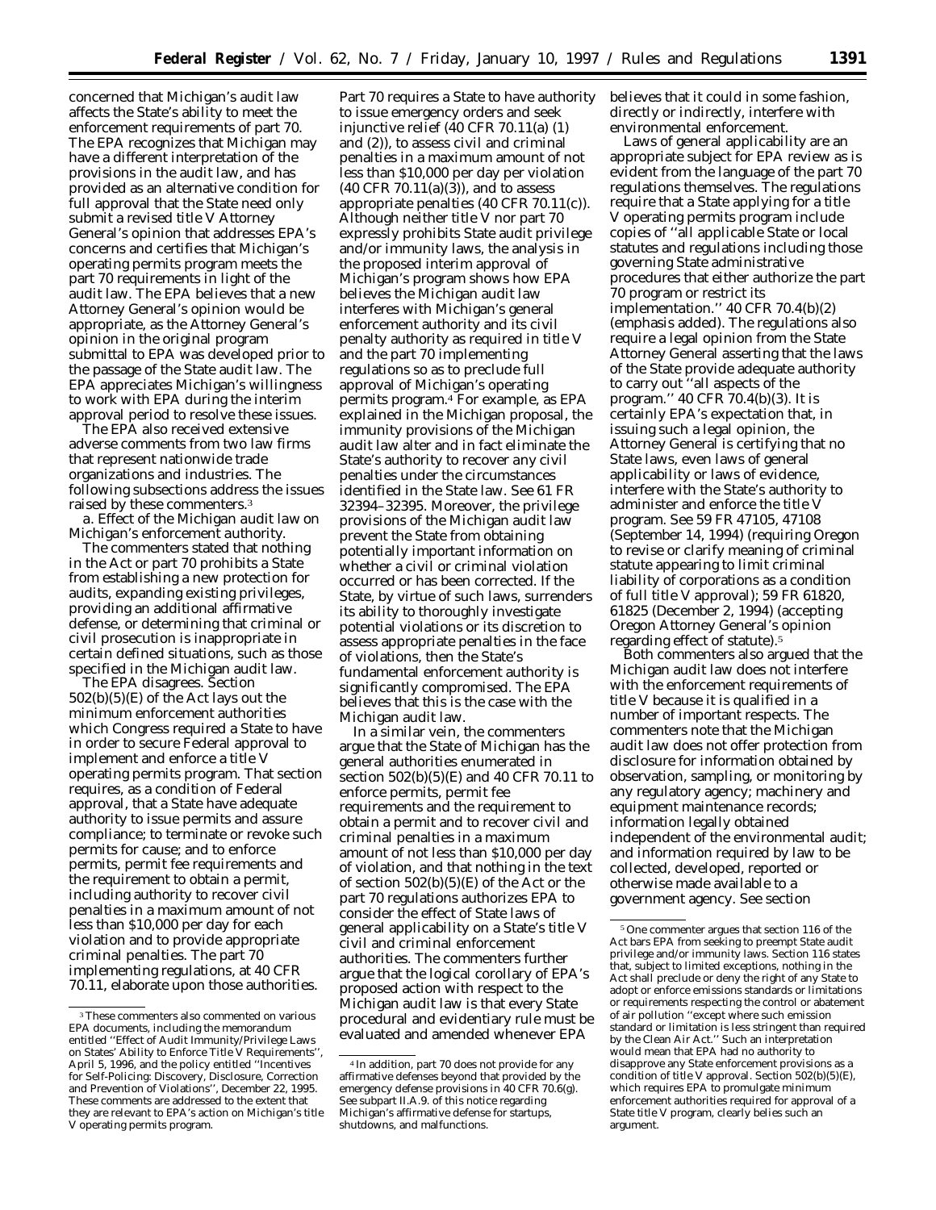concerned that Michigan's audit law affects the State's ability to meet the enforcement requirements of part 70. The EPA recognizes that Michigan may have a different interpretation of the provisions in the audit law, and has provided as an alternative condition for full approval that the State need only submit a revised title V Attorney General's opinion that addresses EPA's concerns and certifies that Michigan's operating permits program meets the part 70 requirements in light of the audit law. The EPA believes that a new Attorney General's opinion would be appropriate, as the Attorney General's opinion in the original program submittal to EPA was developed prior to the passage of the State audit law. The EPA appreciates Michigan's willingness to work with EPA during the interim approval period to resolve these issues.

The EPA also received extensive adverse comments from two law firms that represent nationwide trade organizations and industries. The following subsections address the issues raised by these commenters.[3]

*a. Effect of the Michigan audit law on Michigan's enforcement authority.*

The commenters stated that nothing in the Act or part 70 prohibits a State from establishing a new protection for audits, expanding existing privileges, providing an additional affirmative defense, or determining that criminal or civil prosecution is inappropriate in certain defined situations, such as those specified in the Michigan audit law.

The EPA disagrees. Section 502(b)(5)(E) of the Act lays out the minimum enforcement authorities which Congress required a State to have in order to secure Federal approval to implement and enforce a title V operating permits program. That section requires, as a condition of Federal approval, that a State have adequate authority to issue permits and assure compliance; to terminate or revoke such permits for cause; and to enforce permits, permit fee requirements and the requirement to obtain a permit, including authority to recover civil penalties in a maximum amount of not less than $10,000 per day for each violation and to provide appropriate criminal penalties. The part 70 implementing regulations, at 40 CFR 70.11, elaborate upon those authorities. Part 70 requires a State to have authority to issue emergency orders and seek injunctive relief (40 CFR 70.11(a) (1) and (2)), to assess civil and criminal penalties in a maximum amount of not less than $10,000 per day per violation (40 CFR 70.11(a)(3)), and to assess appropriate penalties (40 CFR 70.11(c)). Although neither title V nor part 70 expressly prohibits State audit privilege and/or immunity laws, the analysis in the proposed interim approval of Michigan's program shows how EPA believes the Michigan audit law interferes with Michigan's general enforcement authority and its civil penalty authority as required in title V and the part 70 implementing regulations so as to preclude full approval of Michigan's operating permits program.[4] For example, as EPA explained in the Michigan proposal, the immunity provisions of the Michigan audit law alter and in fact eliminate the State's authority to recover any civil penalties under the circumstances identified in the State law. See 61 FR 32394–32395. Moreover, the privilege provisions of the Michigan audit law prevent the State from obtaining potentially important information on whether a civil or criminal violation occurred or has been corrected. If the State, by virtue of such laws, surrenders its ability to thoroughly investigate potential violations or its discretion to assess appropriate penalties in the face of violations, then the State's fundamental enforcement authority is significantly compromised. The EPA believes that this is the case with the Michigan audit law.

In a similar vein, the commenters argue that the State of Michigan has the general authorities enumerated in section 502(b)(5)(E) and 40 CFR 70.11 to enforce permits, permit fee requirements and the requirement to obtain a permit and to recover civil and criminal penalties in a maximum amount of not less than $10,000 per day of violation, and that nothing in the text of section 502(b)(5)(E) of the Act or the part 70 regulations authorizes EPA to consider the effect of State laws of general applicability on a State's title V civil and criminal enforcement authorities. The commenters further argue that the logical corollary of EPA's proposed action with respect to the Michigan audit law is that every State procedural and evidentiary rule must be evaluated and amended whenever EPA believes that it could in some fashion, directly or indirectly, interfere with environmental enforcement.

Laws of general applicability are an appropriate subject for EPA review as is evident from the language of the part 70 regulations themselves. The regulations require that a State applying for a title V operating permits program include copies of "all applicable State or local statutes and regulations including those governing State administrative procedures that either authorize the part 70 program or *restrict its implementation.*" 40 CFR 70.4(b)(2) (emphasis added). The regulations also require a legal opinion from the State Attorney General asserting that the laws of the State provide adequate authority to carry out "all aspects of the program." 40 CFR 70.4(b)(3). It is certainly EPA's expectation that, in issuing such a legal opinion, the Attorney General is certifying that no State laws, even laws of general applicability or laws of evidence, interfere with the State's authority to administer and enforce the title V program. See 59 FR 47105, 47108 (September 14, 1994) (requiring Oregon to revise or clarify meaning of criminal statute appearing to limit criminal liability of corporations as a condition of full title V approval); 59 FR 61820, 61825 (December 2, 1994) (accepting Oregon Attorney General's opinion regarding effect of statute).[5]

Both commenters also argued that the Michigan audit law does not interfere with the enforcement requirements of title V because it is qualified in a number of important respects. The commenters note that the Michigan audit law does not offer protection from disclosure for information obtained by observation, sampling, or monitoring by any regulatory agency; machinery and equipment maintenance records; information legally obtained independent of the environmental audit; and information required by law to be collected, developed, reported or otherwise made available to a government agency. See section

[3] These commenters also commented on various EPA documents, including the memorandum entitled "Effect of Audit Immunity/Privilege Laws on States' Ability to Enforce Title V Requirements", April 5, 1996, and the policy entitled "Incentives for Self-Policing: Discovery, Disclosure, Correction and Prevention of Violations", December 22, 1995. These comments are addressed to the extent that they are relevant to EPA's action on Michigan's title V operating permits program.

[4] In addition, part 70 does not provide for any affirmative defenses beyond that provided by the emergency defense provisions in 40 CFR 70.6(g). See subpart II.A.9. of this notice regarding Michigan's affirmative defense for startups, shutdowns, and malfunctions.

[5] One commenter argues that section 116 of the Act bars EPA from seeking to preempt State audit privilege and/or immunity laws. Section 116 states that, subject to limited exceptions, nothing in the Act shall preclude or deny the right of any State to adopt or enforce emissions standards or limitations or requirements respecting the control or abatement of air pollution "except where such emission standard or limitation is less stringent than required by the Clean Air Act." Such an interpretation would mean that EPA had no authority to disapprove any State enforcement provisions as a condition of title V approval. Section 502(b)(5)(E), which requires EPA to promulgate minimum enforcement authorities required for approval of a State title V program, clearly belies such an argument.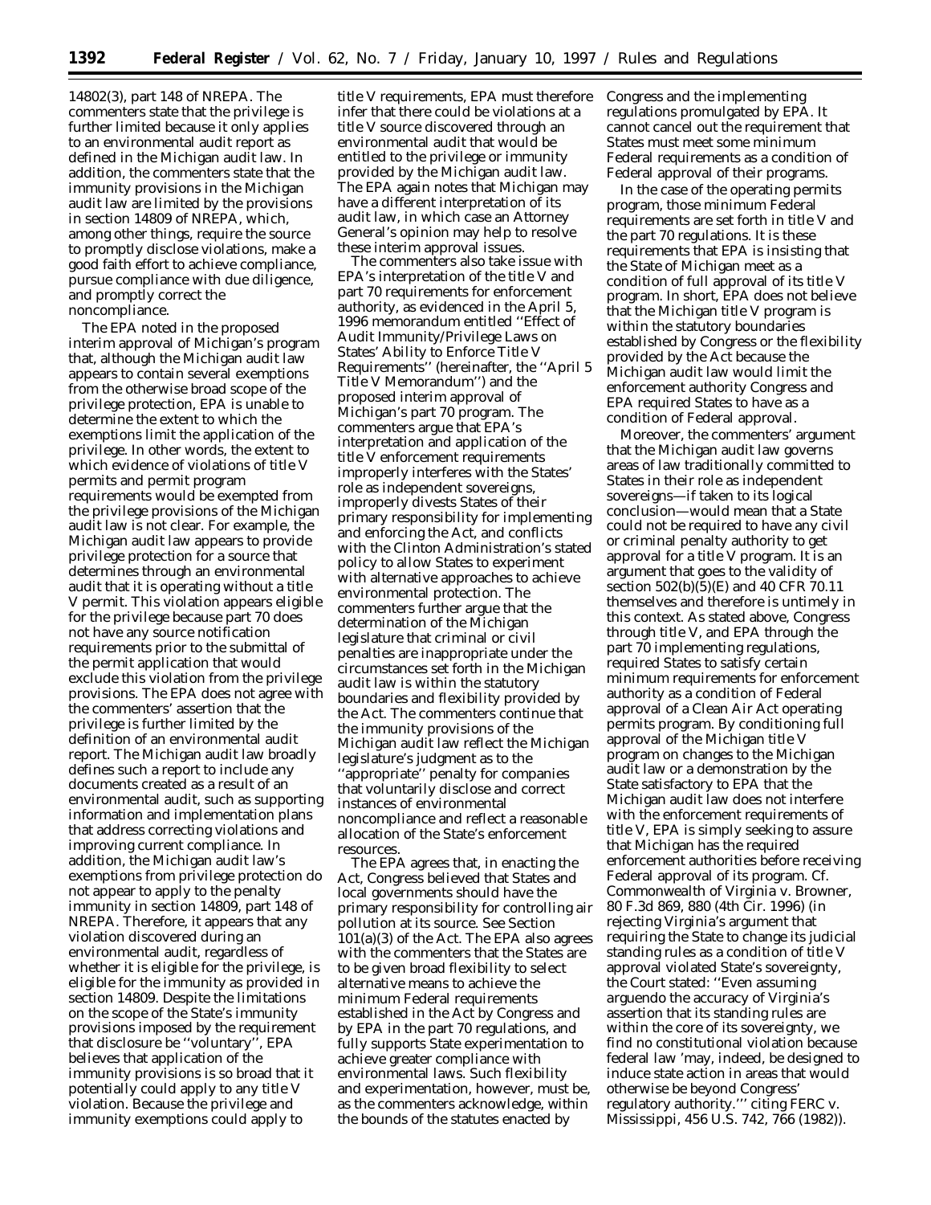14802(3), part 148 of NREPA. The commenters state that the privilege is further limited because it only applies to an environmental audit report as defined in the Michigan audit law. In addition, the commenters state that the immunity provisions in the Michigan audit law are limited by the provisions in section 14809 of NREPA, which, among other things, require the source to promptly disclose violations, make a good faith effort to achieve compliance, pursue compliance with due diligence, and promptly correct the noncompliance.

The EPA noted in the proposed interim approval of Michigan's program that, although the Michigan audit law appears to contain several exemptions from the otherwise broad scope of the privilege protection, EPA is unable to determine the extent to which the exemptions limit the application of the privilege. In other words, the extent to which evidence of violations of title V permits and permit program requirements would be exempted from the privilege provisions of the Michigan audit law is not clear. For example, the Michigan audit law appears to provide privilege protection for a source that determines through an environmental audit that it is operating without a title V permit. This violation appears eligible for the privilege because part 70 does not have any source notification requirements prior to the submittal of the permit application that would exclude this violation from the privilege provisions. The EPA does not agree with the commenters' assertion that the privilege is further limited by the definition of an environmental audit report. The Michigan audit law broadly defines such a report to include any documents created as a result of an environmental audit, such as supporting information and implementation plans that address correcting violations and improving current compliance. In addition, the Michigan audit law's exemptions from privilege protection do not appear to apply to the penalty immunity in section 14809, part 148 of NREPA. Therefore, it appears that any violation discovered during an environmental audit, regardless of whether it is eligible for the privilege, is eligible for the immunity as provided in section 14809. Despite the limitations on the scope of the State's immunity provisions imposed by the requirement that disclosure be ''voluntary'', EPA believes that application of the immunity provisions is so broad that it potentially could apply to any title V violation. Because the privilege and immunity exemptions could apply to title V requirements, EPA must therefore infer that there could be violations at a title V source discovered through an environmental audit that would be entitled to the privilege or immunity provided by the Michigan audit law. The EPA again notes that Michigan may have a different interpretation of its audit law, in which case an Attorney General's opinion may help to resolve these interim approval issues.

The commenters also take issue with EPA's interpretation of the title V and part 70 requirements for enforcement authority, as evidenced in the April 5, 1996 memorandum entitled ''Effect of Audit Immunity/Privilege Laws on States' Ability to Enforce Title V Requirements'' (hereinafter, the ''April 5 Title V Memorandum'') and the proposed interim approval of Michigan's part 70 program. The commenters argue that EPA's interpretation and application of the title V enforcement requirements improperly interferes with the States' role as independent sovereigns, improperly divests States of their primary responsibility for implementing and enforcing the Act, and conflicts with the Clinton Administration's stated policy to allow States to experiment with alternative approaches to achieve environmental protection. The commenters further argue that the determination of the Michigan legislature that criminal or civil penalties are inappropriate under the circumstances set forth in the Michigan audit law is within the statutory boundaries and flexibility provided by the Act. The commenters continue that the immunity provisions of the Michigan audit law reflect the Michigan legislature's judgment as to the ''appropriate'' penalty for companies that voluntarily disclose and correct instances of environmental noncompliance and reflect a reasonable allocation of the State's enforcement resources.

The EPA agrees that, in enacting the Act, Congress believed that States and local governments should have the primary responsibility for controlling air pollution at its source. See Section 101(a)(3) of the Act. The EPA also agrees with the commenters that the States are to be given broad flexibility to select alternative means to achieve the minimum Federal requirements established in the Act by Congress and by EPA in the part 70 regulations, and fully supports State experimentation to achieve greater compliance with environmental laws. Such flexibility and experimentation, however, must be, as the commenters acknowledge, within the bounds of the statutes enacted by Congress and the implementing regulations promulgated by EPA. It cannot cancel out the requirement that States must meet some minimum Federal requirements as a condition of Federal approval of their programs.

In the case of the operating permits program, those minimum Federal requirements are set forth in title V and the part 70 regulations. It is these requirements that EPA is insisting that the State of Michigan meet as a condition of full approval of its title V program. In short, EPA does not believe that the Michigan title V program is within the statutory boundaries established by Congress or the flexibility provided by the Act because the Michigan audit law would limit the enforcement authority Congress and EPA required States to have as a condition of Federal approval.

Moreover, the commenters' argument that the Michigan audit law governs areas of law traditionally committed to States in their role as independent sovereigns—if taken to its logical conclusion—would mean that a State could not be required to have any civil or criminal penalty authority to get approval for a title V program. It is an argument that goes to the validity of section 502(b)(5)(E) and 40 CFR 70.11 themselves and therefore is untimely in this context. As stated above, Congress through title V, and EPA through the part 70 implementing regulations, required States to satisfy certain minimum requirements for enforcement authority as a condition of Federal approval of a Clean Air Act operating permits program. By conditioning full approval of the Michigan title V program on changes to the Michigan audit law or a demonstration by the State satisfactory to EPA that the Michigan audit law does not interfere with the enforcement requirements of title V, EPA is simply seeking to assure that Michigan has the required enforcement authorities before receiving Federal approval of its program. *Cf. Commonwealth of Virginia* v. *Browner*, 80 F.3d 869, 880 (4th Cir. 1996) (in rejecting Virginia's argument that requiring the State to change its judicial standing rules as a condition of title V approval violated State's sovereignty, the Court stated: ''Even assuming arguendo the accuracy of Virginia's assertion that its standing rules are within the core of its sovereignty, we find no constitutional violation because federal law 'may, indeed, be designed to induce state action in areas that would otherwise be beyond Congress' regulatory authority.''' citing *FERC* v. *Mississippi*, 456 U.S. 742, 766 (1982)).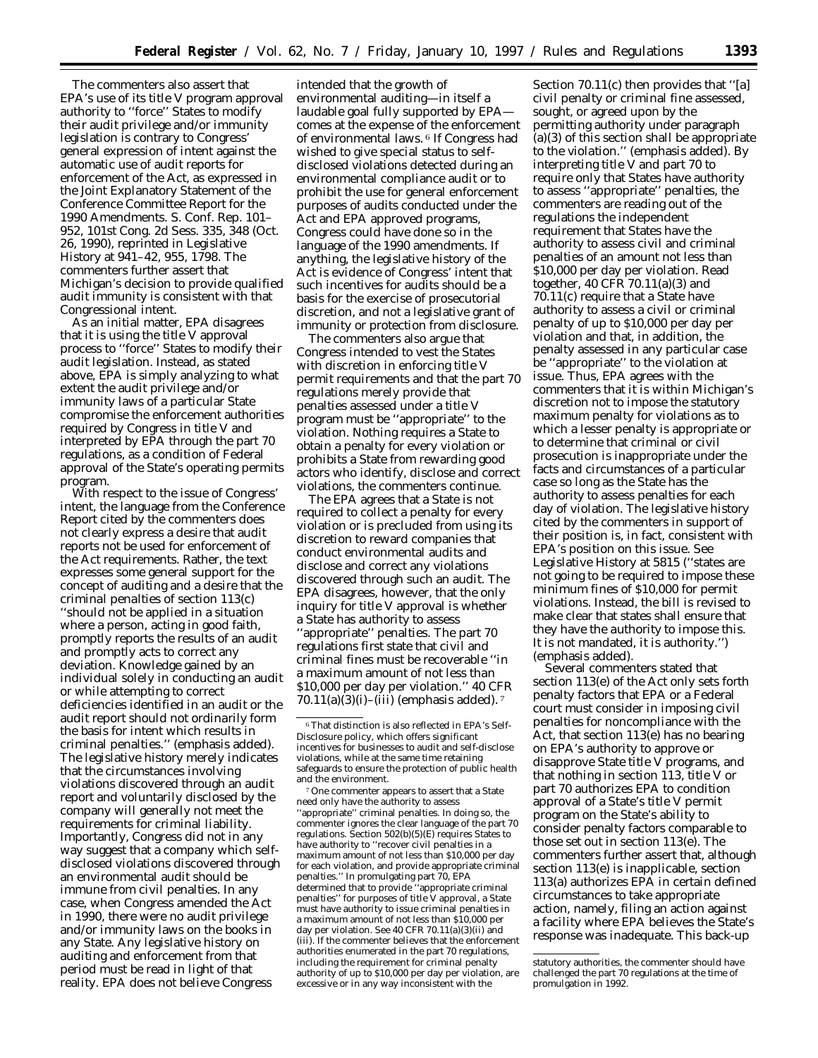The commenters also assert that EPA's use of its title V program approval authority to ''force'' States to modify their audit privilege and/or immunity legislation is contrary to Congress' general expression of intent against the automatic use of audit reports for enforcement of the Act, as expressed in the Joint Explanatory Statement of the Conference Committee Report for the 1990 Amendments. S. Conf. Rep. 101–952, 101st Cong. 2d Sess. 335, 348 (Oct. 26, 1990), reprinted in Legislative History at 941–42, 955, 1798. The commenters further assert that Michigan's decision to provide qualified audit immunity is consistent with that Congressional intent.

As an initial matter, EPA disagrees that it is using the title V approval process to ''force'' States to modify their audit legislation. Instead, as stated above, EPA is simply analyzing to what extent the audit privilege and/or immunity laws of a particular State compromise the enforcement authorities required by Congress in title V and interpreted by EPA through the part 70 regulations, as a condition of Federal approval of the State's operating permits program.

With respect to the issue of Congress' intent, the language from the Conference Report cited by the commenters does not clearly express a desire that audit reports not be used for enforcement of the Act requirements. Rather, the text expresses some general support for the concept of auditing and a desire that the criminal penalties of section 113(c) ''should not be applied in a situation where a person, acting in good faith, promptly reports the results of an audit and promptly acts to correct any deviation. Knowledge gained by an individual solely in conducting an audit or while attempting to correct deficiencies identified in an audit or the audit report should not *ordinarily* form the basis for intent which results in *criminal penalties*.'' (emphasis added). The legislative history merely indicates that the circumstances involving violations discovered through an audit report and voluntarily disclosed by the company will generally not meet the requirements for criminal liability. Importantly, Congress did not in any way suggest that a company which self-disclosed violations discovered through an environmental audit should be immune from civil penalties. In any case, when Congress amended the Act in 1990, there were no audit privilege and/or immunity laws on the books in any State. Any legislative history on auditing and enforcement from that period must be read in light of that reality. EPA does not believe Congress intended that the growth of environmental auditing—in itself a laudable goal fully supported by EPA—comes at the expense of the enforcement of environmental laws.[6] If Congress had wished to give special status to self-disclosed violations detected during an environmental compliance audit or to prohibit the use for general enforcement purposes of audits conducted under the Act and EPA approved programs, Congress could have done so in the language of the 1990 amendments. If anything, the legislative history of the Act is evidence of Congress' intent that such incentives for audits should be a basis for the exercise of prosecutorial discretion, and not a legislative grant of immunity or protection from disclosure.

The commenters also argue that Congress intended to vest the States with discretion in enforcing title V permit requirements and that the part 70 regulations merely provide that penalties assessed under a title V program must be ''appropriate'' to the violation. Nothing requires a State to obtain a penalty for every violation or prohibits a State from rewarding good actors who identify, disclose and correct violations, the commenters continue.

The EPA agrees that a State is not required to collect a penalty for every violation or is precluded from using its discretion to reward companies that conduct environmental audits and disclose and correct any violations discovered through such an audit. The EPA disagrees, however, that the only inquiry for title V approval is whether a State has authority to assess ''appropriate'' penalties. The part 70 regulations first state that civil and criminal fines must be recoverable ''in a maximum amount of *not less than* $10,000 per day per violation.'' 40 CFR 70.11(a)(3)(i)–(iii) (emphasis added).[7] Section 70.11(c) then provides that ''[a] civil penalty or criminal fine *assessed, sought, or agreed upon* by the permitting authority under paragraph (a)(3) of this section shall be appropriate to the violation.'' (emphasis added). By interpreting title V and part 70 to require only that States have authority to assess ''appropriate'' penalties, the commenters are reading out of the regulations the independent requirement that States have the authority to assess civil and criminal penalties of an amount not less than $10,000 per day per violation. Read together, 40 CFR 70.11(a)(3) and 70.11(c) require that a State have authority to assess a civil or criminal penalty of up to $10,000 per day per violation and that, in addition, the penalty assessed in any particular case be ''appropriate'' to the violation at issue. Thus, EPA agrees with the commenters that it is within Michigan's discretion not to impose the statutory maximum penalty for violations as to which a lesser penalty is appropriate or to determine that criminal or civil prosecution is inappropriate under the facts and circumstances of a particular case so long as the State has the authority to assess penalties for each day of violation. The legislative history cited by the commenters in support of their position is, in fact, consistent with EPA's position on this issue. See Legislative History at 5815 (''states are not going to be required to impose these minimum fines of $10,000 for permit violations. Instead, the bill is revised to make clear that states shall ensure that they have the *authority* to impose this. It is not mandated, it is authority.'') (emphasis added).

Several commenters stated that section 113(e) of the Act only sets forth penalty factors that EPA or a Federal court must consider in imposing civil penalties for noncompliance with the Act, that section 113(e) has no bearing on EPA's authority to approve or disapprove State title V programs, and that nothing in section 113, title V or part 70 authorizes EPA to condition approval of a State's title V permit program on the State's ability to consider penalty factors comparable to those set out in section 113(e). The commenters further assert that, although section 113(e) is inapplicable, section 113(a) authorizes EPA in certain defined circumstances to take appropriate action, namely, filing an action against a facility where EPA believes the State's response was inadequate. This back-up

[6] That distinction is also reflected in EPA's Self-Disclosure policy, which offers significant incentives for businesses to audit and self-disclose violations, while at the same time retaining safeguards to ensure the protection of public health and the environment.

[7] One commenter appears to assert that a State need only have the authority to assess ''appropriate'' criminal penalties. In doing so, the commenter ignores the clear language of the part 70 regulations. Section 502(b)(5)(E) requires States to have authority to ''recover civil penalties in a maximum amount of not less than $10,000 per day for each violation, and provide appropriate criminal penalties.'' In promulgating part 70, EPA determined that to provide ''appropriate criminal penalties'' for purposes of title V approval, a State must have authority to issue criminal penalties in a maximum amount of not less than $10,000 per day per violation. See 40 CFR 70.11(a)(3)(ii) and (iii). If the commenter believes that the enforcement authorities enumerated in the part 70 regulations, including the requirement for criminal penalty authority of up to $10,000 per day per violation, are excessive or in any way inconsistent with the statutory authorities, the commenter should have challenged the part 70 regulations at the time of promulgation in 1992.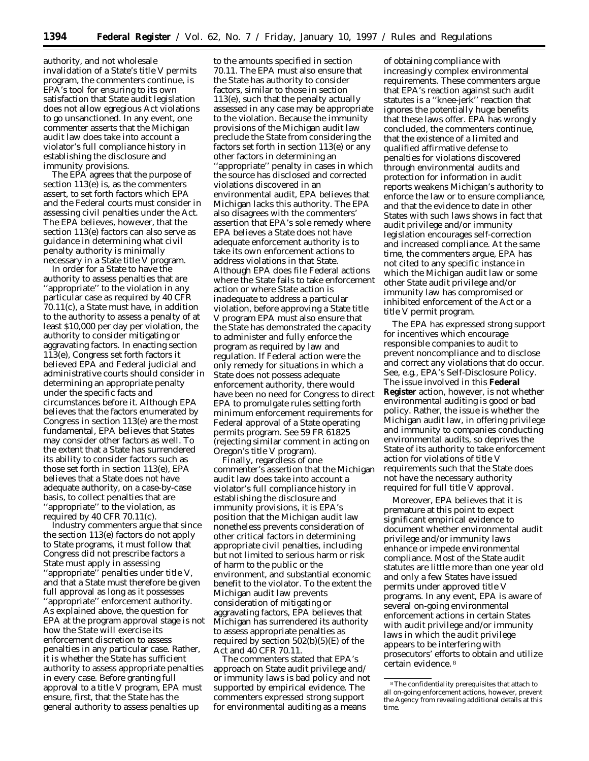authority, and not wholesale invalidation of a State's title V permits program, the commenters continue, is EPA's tool for ensuring to its own satisfaction that State audit legislation does not allow egregious Act violations to go unsanctioned. In any event, one commenter asserts that the Michigan audit law does take into account a violator's full compliance history in establishing the disclosure and immunity provisions.

The EPA agrees that the purpose of section 113(e) is, as the commenters assert, to set forth factors which EPA and the Federal courts must consider in assessing civil penalties under the Act. The EPA believes, however, that the section 113(e) factors can also serve as guidance in determining what civil penalty authority is minimally necessary in a State title V program.

In order for a State to have the authority to assess penalties that are ''appropriate'' to the violation in any particular case as required by 40 CFR 70.11(c), a State must have, in addition to the authority to assess a penalty of at least $10,000 per day per violation, the authority to consider mitigating or aggravating factors. In enacting section 113(e), Congress set forth factors it believed EPA and Federal judicial and administrative courts should consider in determining an appropriate penalty under the specific facts and circumstances before it. Although EPA believes that the factors enumerated by Congress in section 113(e) are the most fundamental, EPA believes that States may consider other factors as well. To the extent that a State has surrendered its ability to consider factors such as those set forth in section 113(e), EPA believes that a State does not have adequate authority, on a case-by-case basis, to collect penalties that are ''appropriate'' to the violation, as required by 40 CFR 70.11(c).

Industry commenters argue that since the section 113(e) factors do not apply to State programs, it must follow that Congress did not prescribe factors a State must apply in assessing ''appropriate'' penalties under title V, and that a State must therefore be given full approval as long as it possesses ''appropriate'' enforcement authority. As explained above, the question for EPA at the program approval stage is not how the State will exercise its enforcement discretion to assess penalties in any particular case. Rather, it is whether the State has sufficient authority to assess appropriate penalties in every case. Before granting full approval to a title V program, EPA must ensure, first, that the State has the general authority to assess penalties up to the amounts specified in section 70.11. The EPA must also ensure that the State has authority to consider factors, similar to those in section 113(e), such that the penalty actually assessed in any case may be appropriate to the violation. Because the immunity provisions of the Michigan audit law preclude the State from considering the factors set forth in section 113(e) or any other factors in determining an ''appropriate'' penalty in cases in which the source has disclosed and corrected violations discovered in an environmental audit, EPA believes that Michigan lacks this authority. The EPA also disagrees with the commenters' assertion that EPA's sole remedy where EPA believes a State does not have adequate enforcement authority is to take its own enforcement actions to address violations in that State. Although EPA does file Federal actions where the State fails to take enforcement action or where State action is inadequate to address a particular violation, before approving a State title V program EPA must also ensure that the State has demonstrated the capacity to administer and fully enforce the program as required by law and regulation. If Federal action were the only remedy for situations in which a State does not possess adequate enforcement authority, there would have been no need for Congress to direct EPA to promulgate rules setting forth minimum enforcement requirements for Federal approval of a State operating permits program. See 59 FR 61825 (rejecting similar comment in acting on Oregon's title V program).

Finally, regardless of one commenter's assertion that the Michigan audit law does take into account a violator's full compliance history in establishing the disclosure and immunity provisions, it is EPA's position that the Michigan audit law nonetheless prevents consideration of other critical factors in determining appropriate civil penalties, including but not limited to serious harm or risk of harm to the public or the environment, and substantial economic benefit to the violator. To the extent the Michigan audit law prevents consideration of mitigating or aggravating factors, EPA believes that Michigan has surrendered its authority to assess appropriate penalties as required by section 502(b)(5)(E) of the Act and 40 CFR 70.11.

The commenters stated that EPA's approach on State audit privilege and/or immunity laws is bad policy and not supported by empirical evidence. The commenters expressed strong support for environmental auditing as a means of obtaining compliance with increasingly complex environmental requirements. These commenters argue that EPA's reaction against such audit statutes is a ''knee-jerk'' reaction that ignores the potentially huge benefits that these laws offer. EPA has wrongly concluded, the commenters continue, that the existence of a limited and qualified affirmative defense to penalties for violations discovered through environmental audits and protection for information in audit reports weakens Michigan's authority to enforce the law or to ensure compliance, and that the evidence to date in other States with such laws shows in fact that audit privilege and/or immunity legislation encourages self-correction and increased compliance. At the same time, the commenters argue, EPA has not cited to any specific instance in which the Michigan audit law or some other State audit privilege and/or immunity law has compromised or inhibited enforcement of the Act or a title V permit program.

The EPA has expressed strong support for incentives which encourage responsible companies to audit to prevent noncompliance and to disclose and correct any violations that do occur. See, e.g., EPA's Self-Disclosure Policy. The issue involved in this **Federal Register** action, however, is not whether environmental auditing is good or bad policy. Rather, the issue is whether the Michigan audit law, in offering privilege and immunity to companies conducting environmental audits, so deprives the State of its authority to take enforcement action for violations of title V requirements such that the State does not have the necessary authority required for full title V approval.

Moreover, EPA believes that it is premature at this point to expect significant empirical evidence to document whether environmental audit privilege and/or immunity laws enhance or impede environmental compliance. Most of the State audit statutes are little more than one year old and only a few States have issued permits under approved title V programs. In any event, EPA is aware of several on-going environmental enforcement actions in certain States with audit privilege and/or immunity laws in which the audit privilege appears to be interfering with prosecutors' efforts to obtain and utilize certain evidence.[8]

[8] The confidentiality prerequisites that attach to all on-going enforcement actions, however, prevent the Agency from revealing additional details at this time.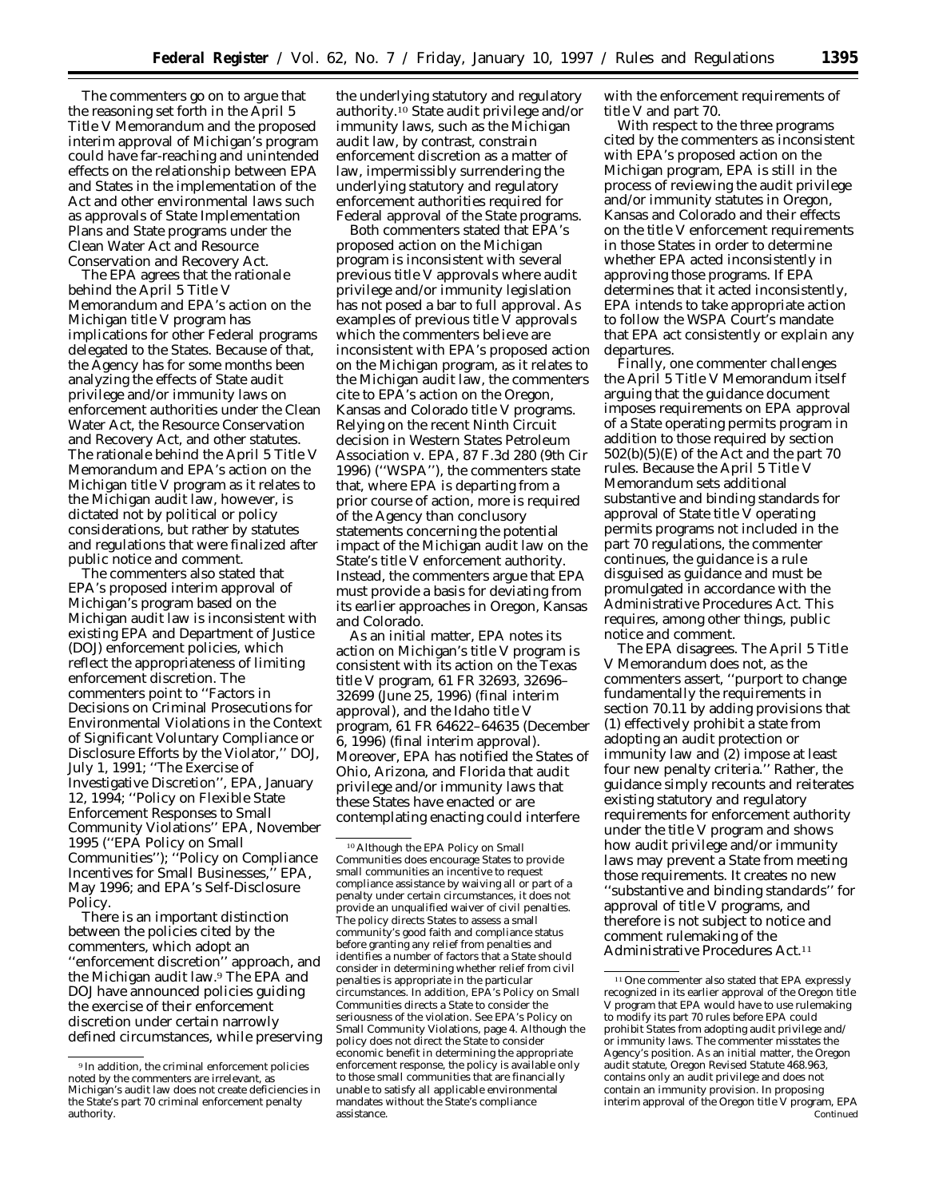The commenters go on to argue that the reasoning set forth in the April 5 Title V Memorandum and the proposed interim approval of Michigan's program could have far-reaching and unintended effects on the relationship between EPA and States in the implementation of the Act and other environmental laws such as approvals of State Implementation Plans and State programs under the Clean Water Act and Resource Conservation and Recovery Act.

The EPA agrees that the rationale behind the April 5 Title V Memorandum and EPA's action on the Michigan title V program has implications for other Federal programs delegated to the States. Because of that, the Agency has for some months been analyzing the effects of State audit privilege and/or immunity laws on enforcement authorities under the Clean Water Act, the Resource Conservation and Recovery Act, and other statutes. The rationale behind the April 5 Title V Memorandum and EPA's action on the Michigan title V program as it relates to the Michigan audit law, however, is dictated not by political or policy considerations, but rather by statutes and regulations that were finalized after public notice and comment.

The commenters also stated that EPA's proposed interim approval of Michigan's program based on the Michigan audit law is inconsistent with existing EPA and Department of Justice (DOJ) enforcement policies, which reflect the appropriateness of limiting enforcement discretion. The commenters point to ''Factors in Decisions on Criminal Prosecutions for Environmental Violations in the Context of Significant Voluntary Compliance or Disclosure Efforts by the Violator,'' DOJ, July 1, 1991; ''The Exercise of Investigative Discretion'', EPA, January 12, 1994; ''Policy on Flexible State Enforcement Responses to Small Community Violations'' EPA, November 1995 (''EPA Policy on Small Communities''); ''Policy on Compliance Incentives for Small Businesses,'' EPA, May 1996; and EPA's Self-Disclosure Policy.

There is an important distinction between the policies cited by the commenters, which adopt an ''enforcement discretion'' approach, and the Michigan audit law.[9] The EPA and DOJ have announced policies guiding the exercise of their enforcement discretion under certain narrowly defined circumstances, while preserving the underlying statutory and regulatory authority.[10] State audit privilege and/or immunity laws, such as the Michigan audit law, by contrast, constrain enforcement discretion as a matter of law, impermissibly surrendering the underlying statutory and regulatory enforcement authorities required for Federal approval of the State programs.

Both commenters stated that EPA's proposed action on the Michigan program is inconsistent with several previous title V approvals where audit privilege and/or immunity legislation has not posed a bar to full approval. As examples of previous title V approvals which the commenters believe are inconsistent with EPA's proposed action on the Michigan program, as it relates to the Michigan audit law, the commenters cite to EPA's action on the Oregon, Kansas and Colorado title V programs. Relying on the recent Ninth Circuit decision in *Western States Petroleum Association* v. *EPA*, 87 F.3d 280 (9th Cir 1996) (''WSPA''), the commenters state that, where EPA is departing from a prior course of action, more is required of the Agency than conclusory statements concerning the potential impact of the Michigan audit law on the State's title V enforcement authority. Instead, the commenters argue that EPA must provide a basis for deviating from its earlier approaches in Oregon, Kansas and Colorado.

As an initial matter, EPA notes its action on Michigan's title V program is consistent with its action on the Texas title V program, 61 FR 32693, 32696–32699 (June 25, 1996) (final interim approval), and the Idaho title V program, 61 FR 64622–64635 (December 6, 1996) (final interim approval). Moreover, EPA has notified the States of Ohio, Arizona, and Florida that audit privilege and/or immunity laws that these States have enacted or are contemplating enacting could interfere with the enforcement requirements of title V and part 70.

With respect to the three programs cited by the commenters as inconsistent with EPA's proposed action on the Michigan program, EPA is still in the process of reviewing the audit privilege and/or immunity statutes in Oregon, Kansas and Colorado and their effects on the title V enforcement requirements in those States in order to determine whether EPA acted inconsistently in approving those programs. If EPA determines that it acted inconsistently, EPA intends to take appropriate action to follow the WSPA Court's mandate that EPA act consistently or explain any departures.

Finally, one commenter challenges the April 5 Title V Memorandum itself arguing that the guidance document imposes requirements on EPA approval of a State operating permits program in addition to those required by section 502(b)(5)(E) of the Act and the part 70 rules. Because the April 5 Title V Memorandum sets additional substantive and binding standards for approval of State title V operating permits programs not included in the part 70 regulations, the commenter continues, the guidance is a rule disguised as guidance and must be promulgated in accordance with the Administrative Procedures Act. This requires, among other things, public notice and comment.

The EPA disagrees. The April 5 Title V Memorandum does not, as the commenters assert, ''purport to change fundamentally the requirements in section 70.11 by adding provisions that (1) effectively prohibit a state from adopting an audit protection or immunity law and (2) impose at least four new penalty criteria.'' Rather, the guidance simply recounts and reiterates existing statutory and regulatory requirements for enforcement authority under the title V program and shows how audit privilege and/or immunity laws may prevent a State from meeting those requirements. It creates no new ''substantive and binding standards'' for approval of title V programs, and therefore is not subject to notice and comment rulemaking of the Administrative Procedures Act.[11]

---

[9] In addition, the criminal enforcement policies noted by the commenters are irrelevant, as Michigan's audit law does not create deficiencies in the State's part 70 criminal enforcement penalty authority.

[10] Although the EPA Policy on Small Communities does encourage States to provide small communities an incentive to request compliance assistance by waiving all or part of a penalty under certain circumstances, it does not provide an unqualified waiver of civil penalties. The policy directs States to assess a small community's good faith and compliance status before granting any relief from penalties and identifies a number of factors that a State should consider in determining whether relief from civil penalties is appropriate in the particular circumstances. In addition, EPA's Policy on Small Communities directs a State to consider the seriousness of the violation. See EPA's Policy on Small Community Violations, page 4. Although the policy does not direct the State to consider economic benefit in determining the appropriate enforcement response, the policy is available only to those small communities that are financially unable to satisfy all applicable environmental mandates without the State's compliance assistance.

[11] One commenter also stated that EPA expressly recognized in its earlier approval of the Oregon title V program that EPA would have to use rulemaking to modify its part 70 rules before EPA could prohibit States from adopting audit privilege and/or immunity laws. The commenter misstates the Agency's position. As an initial matter, the Oregon audit statute, Oregon Revised Statute 468.963, contains only an audit privilege and does not contain an immunity provision. In proposing interim approval of the Oregon title V program, EPA Continued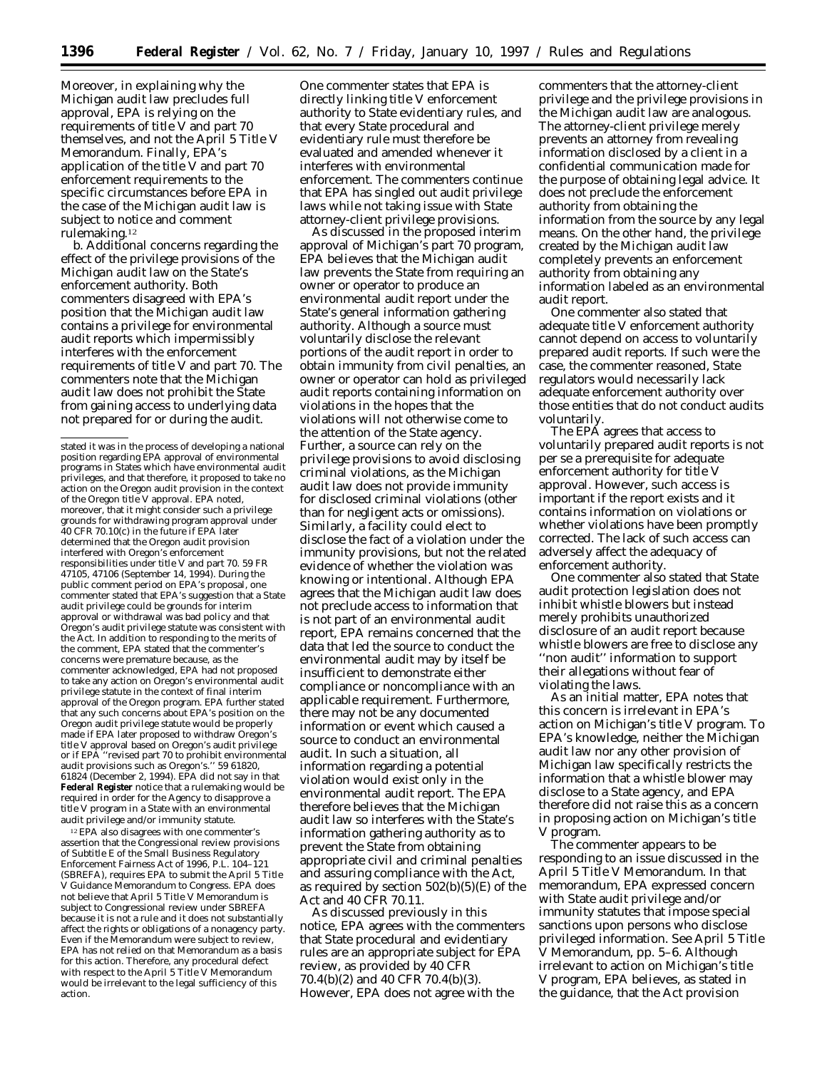Moreover, in explaining why the Michigan audit law precludes full approval, EPA is relying on the requirements of title V and part 70 themselves, and not the April 5 Title V Memorandum. Finally, EPA's application of the title V and part 70 enforcement requirements to the specific circumstances before EPA in the case of the Michigan audit law is subject to notice and comment rulemaking.[12]

b. Additional concerns regarding the effect of the privilege provisions of the Michigan audit law on the State's enforcement authority. Both commenters disagreed with EPA's position that the Michigan audit law contains a privilege for environmental audit reports which impermissibly interferes with the enforcement requirements of title V and part 70. The commenters note that the Michigan audit law does not prohibit the State from gaining access to underlying data not prepared for or during the audit.

One commenter states that EPA is directly linking title V enforcement authority to State evidentiary rules, and that every State procedural and evidentiary rule must therefore be evaluated and amended whenever it interferes with environmental enforcement. The commenters continue that EPA has singled out audit privilege laws while not taking issue with State attorney-client privilege provisions.

As discussed in the proposed interim approval of Michigan's part 70 program, EPA believes that the Michigan audit law prevents the State from requiring an owner or operator to produce an environmental audit report under the State's general information gathering authority. Although a source must voluntarily disclose the relevant portions of the audit report in order to obtain immunity from civil penalties, an owner or operator can hold as privileged audit reports containing information on violations in the hopes that the violations will not otherwise come to the attention of the State agency. Further, a source can rely on the privilege provisions to avoid disclosing criminal violations, as the Michigan audit law does not provide immunity for disclosed criminal violations (other than for negligent acts or omissions). Similarly, a facility could elect to disclose the fact of a violation under the immunity provisions, but not the related evidence of whether the violation was knowing or intentional. Although EPA agrees that the Michigan audit law does not preclude access to information that is not part of an environmental audit report, EPA remains concerned that the data that led the source to conduct the environmental audit may by itself be insufficient to demonstrate either compliance or noncompliance with an applicable requirement. Furthermore, there may not be any documented information or event which caused a source to conduct an environmental audit. In such a situation, all information regarding a potential violation would exist only in the environmental audit report. The EPA therefore believes that the Michigan audit law so interferes with the State's information gathering authority as to prevent the State from obtaining appropriate civil and criminal penalties and assuring compliance with the Act, as required by section 502(b)(5)(E) of the Act and 40 CFR 70.11.

As discussed previously in this notice, EPA agrees with the commenters that State procedural and evidentiary rules are an appropriate subject for EPA review, as provided by 40 CFR 70.4(b)(2) and 40 CFR 70.4(b)(3). However, EPA does not agree with the commenters that the attorney-client privilege and the privilege provisions in the Michigan audit law are analogous. The attorney-client privilege merely prevents an attorney from revealing information disclosed by a client in a confidential communication made for the purpose of obtaining legal advice. It does not preclude the enforcement authority from obtaining the information from the source by any legal means. On the other hand, the privilege created by the Michigan audit law completely prevents an enforcement authority from obtaining any information labeled as an environmental audit report.

One commenter also stated that adequate title V enforcement authority cannot depend on access to voluntarily prepared audit reports. If such were the case, the commenter reasoned, State regulators would necessarily lack adequate enforcement authority over those entities that do not conduct audits voluntarily.

The EPA agrees that access to voluntarily prepared audit reports is not per se a prerequisite for adequate enforcement authority for title V approval. However, such access is important if the report exists and it contains information on violations or whether violations have been promptly corrected. The lack of such access can adversely affect the adequacy of enforcement authority.

One commenter also stated that State audit protection legislation does not inhibit whistle blowers but instead merely prohibits unauthorized disclosure of an audit report because whistle blowers are free to disclose any "non audit" information to support their allegations without fear of violating the laws.

As an initial matter, EPA notes that this concern is irrelevant in EPA's action on Michigan's title V program. To EPA's knowledge, neither the Michigan audit law nor any other provision of Michigan law specifically restricts the information that a whistle blower may disclose to a State agency, and EPA therefore did not raise this as a concern in proposing action on Michigan's title V program.

The commenter appears to be responding to an issue discussed in the April 5 Title V Memorandum. In that memorandum, EPA expressed concern with State audit privilege and/or immunity statutes that impose special sanctions upon persons who disclose privileged information. See April 5 Title V Memorandum, pp. 5–6. Although irrelevant to action on Michigan's title V program, EPA believes, as stated in the guidance, that the Act provision

---

stated it was in the process of developing a national position regarding EPA approval of environmental programs in States which have environmental audit privileges, and that therefore, it proposed to take no action on the Oregon audit provision in the context of the Oregon title V approval. EPA noted, moreover, that it might consider such a privilege grounds for withdrawing program approval under 40 CFR 70.10(c) in the future if EPA later determined that the Oregon audit provision interfered with Oregon's enforcement responsibilities under title V and part 70. 59 FR 47105, 47106 (September 14, 1994). During the public comment period on EPA's proposal, one commenter stated that EPA's suggestion that a State audit privilege could be grounds for interim approval or withdrawal was bad policy and that Oregon's audit privilege statute was consistent with the Act. In addition to responding to the merits of the comment, EPA stated that the commenter's concerns were premature because, as the commenter acknowledged, EPA had not proposed to take any action on Oregon's environmental audit privilege statute in the context of final interim approval of the Oregon program. EPA further stated that any such concerns about EPA's position on the Oregon audit privilege statute would be properly made if EPA later proposed to withdraw Oregon's title V approval based on Oregon's audit privilege or if EPA "revised part 70 to prohibit environmental audit provisions such as Oregon's." 59 FR 61820, 61824 (December 2, 1994). EPA did not say in that **Federal Register** notice that a rulemaking would be required in order for the Agency to disapprove a title V program in a State with an environmental audit privilege and/or immunity statute.

[12] EPA also disagrees with one commenter's assertion that the Congressional review provisions of Subtitle E of the Small Business Regulatory Enforcement Fairness Act of 1996, P.L. 104–121 (SBREFA), requires EPA to submit the April 5 Title V Guidance Memorandum to Congress. EPA does not believe that April 5 Title V Memorandum is subject to Congressional review under SBREFA because it is not a rule and it does not substantially affect the rights or obligations of a nonagency party. Even if the Memorandum were subject to review, EPA has not relied on that Memorandum as a basis for this action. Therefore, any procedural defect with respect to the April 5 Title V Memorandum would be irrelevant to the legal sufficiency of this action.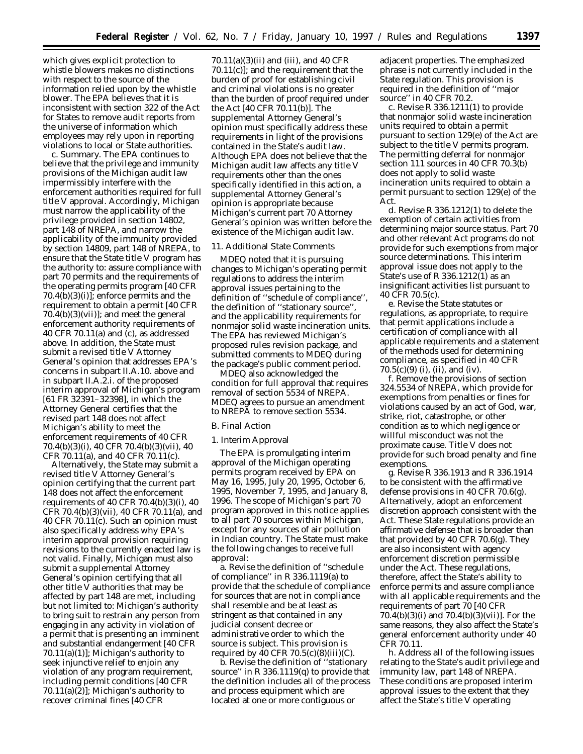which gives explicit protection to whistle blowers makes no distinctions with respect to the source of the information relied upon by the whistle blower. The EPA believes that it is inconsistent with section 322 of the Act for States to remove audit reports from the universe of information which employees may rely upon in reporting violations to local or State authorities.

*c. Summary.* The EPA continues to believe that the privilege and immunity provisions of the Michigan audit law impermissibly interfere with the enforcement authorities required for full title V approval. Accordingly, Michigan must narrow the applicability of the privilege provided in section 14802, part 148 of NREPA, and narrow the applicability of the immunity provided by section 14809, part 148 of NREPA, to ensure that the State title V program has the authority to: assure compliance with part 70 permits and the requirements of the operating permits program [40 CFR 70.4(b)(3)(i)]; enforce permits and the requirement to obtain a permit [40 CFR 70.4(b)(3)(vii)]; and meet the general enforcement authority requirements of 40 CFR 70.11(a) and (c), as addressed above. In addition, the State must submit a revised title V Attorney General's opinion that addresses EPA's concerns in subpart II.A.10. above and in subpart II.A.2.i. of the proposed interim approval of Michigan's program [61 FR 32391–32398], in which the Attorney General certifies that the revised part 148 does not affect Michigan's ability to meet the enforcement requirements of 40 CFR 70.4(b)(3)(i), 40 CFR 70.4(b)(3)(vii), 40 CFR 70.11(a), and 40 CFR 70.11(c).

Alternatively, the State may submit a revised title V Attorney General's opinion certifying that the current part 148 does not affect the enforcement requirements of 40 CFR 70.4(b)(3)(i), 40 CFR 70.4(b)(3)(vii), 40 CFR 70.11(a), and 40 CFR 70.11(c). Such an opinion must also specifically address why EPA's interim approval provision requiring revisions to the currently enacted law is not valid. Finally, Michigan must also submit a supplemental Attorney General's opinion certifying that all other title V authorities that may be affected by part 148 are met, including but not limited to: Michigan's authority to bring suit to restrain any person from engaging in any activity in violation of a permit that is presenting an imminent and substantial endangerment [40 CFR 70.11(a)(1)]; Michigan's authority to seek injunctive relief to enjoin any violation of any program requirement, including permit conditions [40 CFR 70.11(a)(2)]; Michigan's authority to recover criminal fines [40 CFR 70.11(a)(3)(ii) and (iii), and 40 CFR 70.11(c)]; and the requirement that the burden of proof for establishing civil and criminal violations is no greater than the burden of proof required under the Act [40 CFR 70.11(b)]. The supplemental Attorney General's opinion must specifically address these requirements in light of the provisions contained in the State's audit law. Although EPA does not believe that the Michigan audit law affects any title V requirements other than the ones specifically identified in this action, a supplemental Attorney General's opinion is appropriate because Michigan's current part 70 Attorney General's opinion was written before the existence of the Michigan audit law.

11. Additional State Comments

MDEQ noted that it is pursuing changes to Michigan's operating permit regulations to address the interim approval issues pertaining to the definition of "schedule of compliance", the definition of "stationary source", and the applicability requirements for nonmajor solid waste incineration units. The EPA has reviewed Michigan's proposed rules revision package, and submitted comments to MDEQ during the package's public comment period.

MDEQ also acknowledged the condition for full approval that requires removal of section 5534 of NREPA. MDEQ agrees to pursue an amendment to NREPA to remove section 5534.

*B. Final Action*

1. Interim Approval

The EPA is promulgating interim approval of the Michigan operating permits program received by EPA on May 16, 1995, July 20, 1995, October 6, 1995, November 7, 1995, and January 8, 1996. The scope of Michigan's part 70 program approved in this notice applies to all part 70 sources within Michigan, except for any sources of air pollution in Indian country. The State must make the following changes to receive full approval:

a. Revise the definition of "schedule of compliance" in R 336.1119(a) to provide that the schedule of compliance for sources that are not in compliance shall resemble and be at least as stringent as that contained in any judicial consent decree or administrative order to which the source is subject. This provision is required by 40 CFR 70.5(c)(8)(iii)(C).

b. Revise the definition of "stationary source" in R 336.1119(q) to provide that the definition includes all of the process and process equipment which are located at one or more contiguous *or adjacent* properties. The emphasized phrase is not currently included in the State regulation. This provision is required in the definition of "major source" in 40 CFR 70.2.

c. Revise R 336.1211(1) to provide that nonmajor solid waste incineration units required to obtain a permit pursuant to section 129(e) of the Act are subject to the title V permits program. The permitting deferral for nonmajor section 111 sources in 40 CFR 70.3(b) does not apply to solid waste incineration units required to obtain a permit pursuant to section 129(e) of the Act.

d. Revise R 336.1212(1) to delete the exemption of certain activities from determining major source status. Part 70 and other relevant Act programs do not provide for such exemptions from major source determinations. This interim approval issue does not apply to the State's use of R 336.1212(1) as an insignificant activities list pursuant to 40 CFR 70.5(c).

e. Revise the State statutes or regulations, as appropriate, to require that permit applications include a certification of compliance with all applicable requirements and a statement of the methods used for determining compliance, as specified in 40 CFR 70.5(c)(9) (i), (ii), and (iv).

f. Remove the provisions of section 324.5534 of NREPA, which provide for exemptions from penalties or fines for violations caused by an act of God, war, strike, riot, catastrophe, or other condition as to which negligence or willful misconduct was not the proximate cause. Title V does not provide for such broad penalty and fine exemptions.

g. Revise R 336.1913 and R 336.1914 to be consistent with the affirmative defense provisions in 40 CFR 70.6(g). Alternatively, adopt an enforcement discretion approach consistent with the Act. These State regulations provide an affirmative defense that is broader than that provided by 40 CFR 70.6(g). They are also inconsistent with agency enforcement discretion permissible under the Act. These regulations, therefore, affect the State's ability to enforce permits and assure compliance with all applicable requirements and the requirements of part 70 [40 CFR 70.4(b)(3)(i) and 70.4(b)(3)(vii)]. For the same reasons, they also affect the State's general enforcement authority under 40 CFR 70.11.

h. Address all of the following issues relating to the State's audit privilege and immunity law, part 148 of NREPA. These conditions are proposed interim approval issues to the extent that they affect the State's title V operating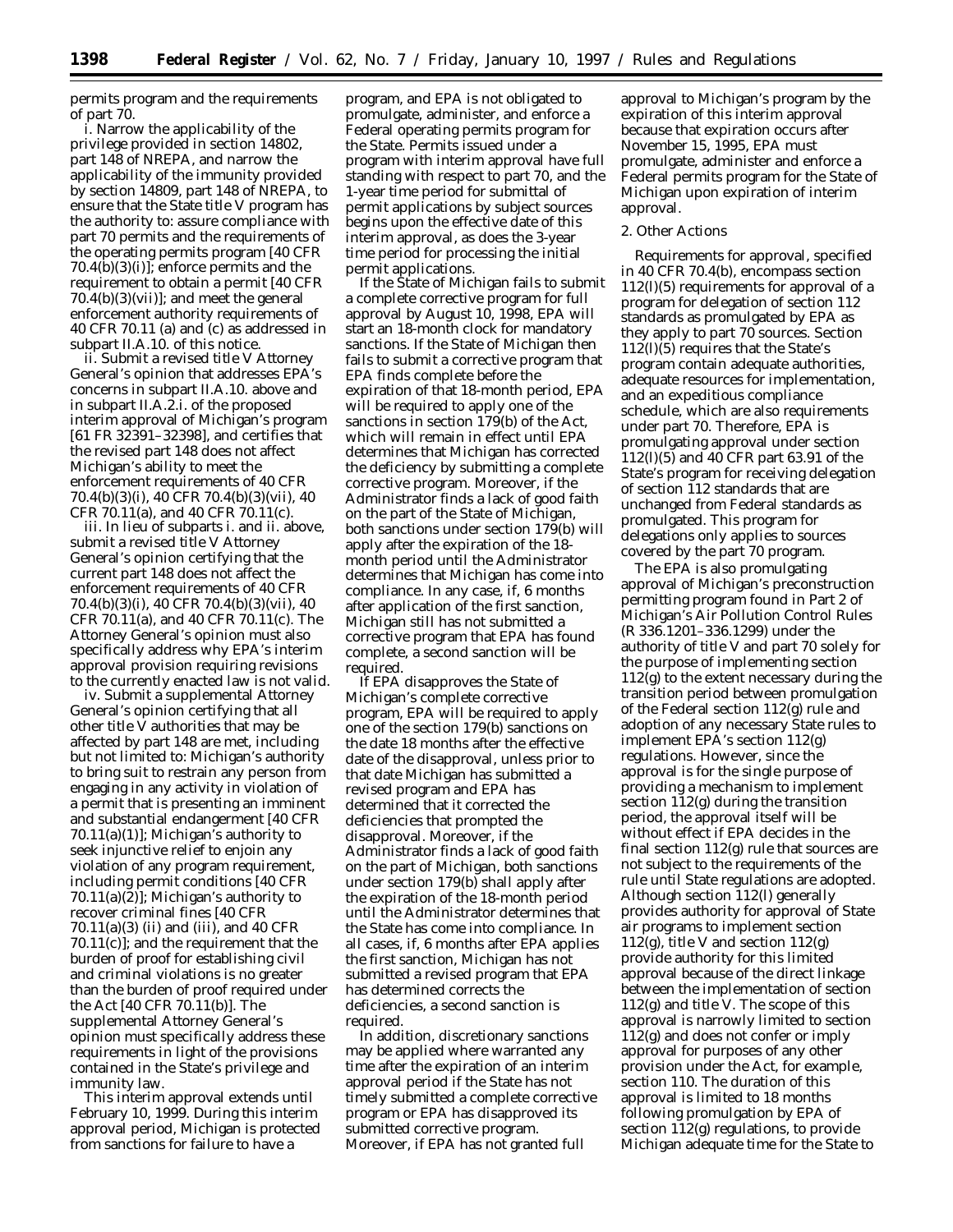permits program and the requirements of part 70.

i. Narrow the applicability of the privilege provided in section 14802, part 148 of NREPA, and narrow the applicability of the immunity provided by section 14809, part 148 of NREPA, to ensure that the State title V program has the authority to: assure compliance with part 70 permits and the requirements of the operating permits program [40 CFR 70.4(b)(3)(i)]; enforce permits and the requirement to obtain a permit [40 CFR 70.4(b)(3)(vii)]; and meet the general enforcement authority requirements of 40 CFR 70.11 (a) and (c) as addressed in subpart II.A.10. of this notice.

ii. Submit a revised title V Attorney General's opinion that addresses EPA's concerns in subpart II.A.10. above and in subpart II.A.2.i. of the proposed interim approval of Michigan's program [61 FR 32391–32398], and certifies that the revised part 148 does not affect Michigan's ability to meet the enforcement requirements of 40 CFR 70.4(b)(3)(i), 40 CFR 70.4(b)(3)(vii), 40 CFR 70.11(a), and 40 CFR 70.11(c).

iii. In lieu of subparts i. and ii. above, submit a revised title V Attorney General's opinion certifying that the current part 148 does not affect the enforcement requirements of 40 CFR 70.4(b)(3)(i), 40 CFR 70.4(b)(3)(vii), 40 CFR 70.11(a), and 40 CFR 70.11(c). The Attorney General's opinion must also specifically address why EPA's interim approval provision requiring revisions to the currently enacted law is not valid.

iv. Submit a supplemental Attorney General's opinion certifying that all other title V authorities that may be affected by part 148 are met, including but not limited to: Michigan's authority to bring suit to restrain any person from engaging in any activity in violation of a permit that is presenting an imminent and substantial endangerment [40 CFR 70.11(a)(1)]; Michigan's authority to seek injunctive relief to enjoin any violation of any program requirement, including permit conditions [40 CFR 70.11(a)(2)]; Michigan's authority to recover criminal fines [40 CFR 70.11(a)(3) (ii) and (iii), and 40 CFR 70.11(c)]; and the requirement that the burden of proof for establishing civil and criminal violations is no greater than the burden of proof required under the Act [40 CFR 70.11(b)]. The supplemental Attorney General's opinion must specifically address these requirements in light of the provisions contained in the State's privilege and immunity law.

This interim approval extends until February 10, 1999. During this interim approval period, Michigan is protected from sanctions for failure to have a program, and EPA is not obligated to promulgate, administer, and enforce a Federal operating permits program for the State. Permits issued under a program with interim approval have full standing with respect to part 70, and the 1-year time period for submittal of permit applications by subject sources begins upon the effective date of this interim approval, as does the 3-year time period for processing the initial permit applications.

If the State of Michigan fails to submit a complete corrective program for full approval by August 10, 1998, EPA will start an 18-month clock for mandatory sanctions. If the State of Michigan then fails to submit a corrective program that EPA finds complete before the expiration of that 18-month period, EPA will be required to apply one of the sanctions in section 179(b) of the Act, which will remain in effect until EPA determines that Michigan has corrected the deficiency by submitting a complete corrective program. Moreover, if the Administrator finds a lack of good faith on the part of the State of Michigan, both sanctions under section 179(b) will apply after the expiration of the 18-month period until the Administrator determines that Michigan has come into compliance. In any case, if, 6 months after application of the first sanction, Michigan still has not submitted a corrective program that EPA has found complete, a second sanction will be required.

If EPA disapproves the State of Michigan's complete corrective program, EPA will be required to apply one of the section 179(b) sanctions on the date 18 months after the effective date of the disapproval, unless prior to that date Michigan has submitted a revised program and EPA has determined that it corrected the deficiencies that prompted the disapproval. Moreover, if the Administrator finds a lack of good faith on the part of Michigan, both sanctions under section 179(b) shall apply after the expiration of the 18-month period until the Administrator determines that the State has come into compliance. In all cases, if, 6 months after EPA applies the first sanction, Michigan has not submitted a revised program that EPA has determined corrects the deficiencies, a second sanction is required.

In addition, discretionary sanctions may be applied where warranted any time after the expiration of an interim approval period if the State has not timely submitted a complete corrective program or EPA has disapproved its submitted corrective program. Moreover, if EPA has not granted full approval to Michigan's program by the expiration of this interim approval because that expiration occurs after November 15, 1995, EPA must promulgate, administer and enforce a Federal permits program for the State of Michigan upon expiration of interim approval.

2. Other Actions

Requirements for approval, specified in 40 CFR 70.4(b), encompass section 112(l)(5) requirements for approval of a program for delegation of section 112 standards as promulgated by EPA as they apply to part 70 sources. Section 112(l)(5) requires that the State's program contain adequate authorities, adequate resources for implementation, and an expeditious compliance schedule, which are also requirements under part 70. Therefore, EPA is promulgating approval under section 112(l)(5) and 40 CFR part 63.91 of the State's program for receiving delegation of section 112 standards that are unchanged from Federal standards as promulgated. This program for delegations only applies to sources covered by the part 70 program.

The EPA is also promulgating approval of Michigan's preconstruction permitting program found in Part 2 of Michigan's Air Pollution Control Rules (R 336.1201–336.1299) under the authority of title V and part 70 solely for the purpose of implementing section 112(g) to the extent necessary during the transition period between promulgation of the Federal section 112(g) rule and adoption of any necessary State rules to implement EPA's section 112(g) regulations. However, since the approval is for the single purpose of providing a mechanism to implement section 112(g) during the transition period, the approval itself will be without effect if EPA decides in the final section 112(g) rule that sources are not subject to the requirements of the rule until State regulations are adopted. Although section 112(l) generally provides authority for approval of State air programs to implement section 112(g), title V and section 112(g) provide authority for this limited approval because of the direct linkage between the implementation of section 112(g) and title V. The scope of this approval is narrowly limited to section 112(g) and does not confer or imply approval for purposes of any other provision under the Act, for example, section 110. The duration of this approval is limited to 18 months following promulgation by EPA of section 112(g) regulations, to provide Michigan adequate time for the State to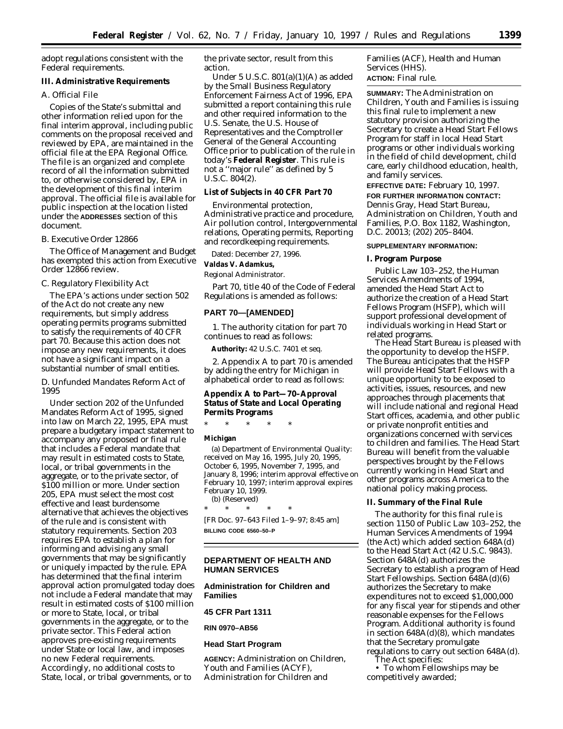adopt regulations consistent with the Federal requirements.

## III. Administrative Requirements

### A. Official File

Copies of the State's submittal and other information relied upon for the final interim approval, including public comments on the proposal received and reviewed by EPA, are maintained in the official file at the EPA Regional Office. The file is an organized and complete record of all the information submitted to, or otherwise considered by, EPA in the development of this final interim approval. The official file is available for public inspection at the location listed under the **ADDRESSES** section of this document.

### B. Executive Order 12866

The Office of Management and Budget has exempted this action from Executive Order 12866 review.

### C. Regulatory Flexibility Act

The EPA's actions under section 502 of the Act do not create any new requirements, but simply address operating permits programs submitted to satisfy the requirements of 40 CFR part 70. Because this action does not impose any new requirements, it does not have a significant impact on a substantial number of small entities.

### D. Unfunded Mandates Reform Act of 1995

Under section 202 of the Unfunded Mandates Reform Act of 1995, signed into law on March 22, 1995, EPA must prepare a budgetary impact statement to accompany any proposed or final rule that includes a Federal mandate that may result in estimated costs to State, local, or tribal governments in the aggregate, or to the private sector, of $100 million or more. Under section 205, EPA must select the most cost effective and least burdensome alternative that achieves the objectives of the rule and is consistent with statutory requirements. Section 203 requires EPA to establish a plan for informing and advising any small governments that may be significantly or uniquely impacted by the rule. EPA has determined that the final interim approval action promulgated today does not include a Federal mandate that may result in estimated costs of $100 million or more to State, local, or tribal governments in the aggregate, or to the private sector. This Federal action approves pre-existing requirements under State or local law, and imposes no new Federal requirements. Accordingly, no additional costs to State, local, or tribal governments, or to the private sector, result from this action.

Under 5 U.S.C. 801(a)(1)(A) as added by the Small Business Regulatory Enforcement Fairness Act of 1996, EPA submitted a report containing this rule and other required information to the U.S. Senate, the U.S. House of Representatives and the Comptroller General of the General Accounting Office prior to publication of the rule in today's **Federal Register**. This rule is not a ''major rule'' as defined by 5 U.S.C. 804(2).

### List of Subjects in 40 CFR Part 70

Environmental protection, Administrative practice and procedure, Air pollution control, Intergovernmental relations, Operating permits, Reporting and recordkeeping requirements.

Dated: December 27, 1996.

**Valdas V. Adamkus,**

*Regional Administrator.*

Part 70, title 40 of the Code of Federal Regulations is amended as follows:

## PART 70—[AMENDED]

1. The authority citation for part 70 continues to read as follows:

**Authority:** 42 U.S.C. 7401 et seq.

2. Appendix A to part 70 is amended by adding the entry for Michigan in alphabetical order to read as follows:

### Appendix A to Part—70–Approval Status of State and Local Operating Permits Programs

\* \* \* \* \*

**Michigan**

(a) Department of Environmental Quality: received on May 16, 1995, July 20, 1995, October 6, 1995, November 7, 1995, and January 8, 1996; interim approval effective on February 10, 1997; interim approval expires February 10, 1999.

(b) (Reserved)

\* \* \* \* \*

[FR Doc. 97–643 Filed 1–9–97; 8:45 am]

BILLING CODE 6560–50–P

---

## DEPARTMENT OF HEALTH AND HUMAN SERVICES

### Administration for Children and Families

### 45 CFR Part 1311

### RIN 0970–AB56

### Head Start Program

**AGENCY:** Administration on Children, Youth and Families (ACYF), Administration for Children and Families (ACF), Health and Human Services (HHS).

**ACTION:** Final rule.

**SUMMARY:** The Administration on Children, Youth and Families is issuing this final rule to implement a new statutory provision authorizing the Secretary to create a Head Start Fellows Program for staff in local Head Start programs or other individuals working in the field of child development, child care, early childhood education, health, and family services.

**EFFECTIVE DATE:** February 10, 1997.

**FOR FURTHER INFORMATION CONTACT:** Dennis Gray, Head Start Bureau, Administration on Children, Youth and Families, P.O. Box 1182, Washington, D.C. 20013; (202) 205–8404.

**SUPPLEMENTARY INFORMATION:**

## I. Program Purpose

Public Law 103–252, the Human Services Amendments of 1994, amended the Head Start Act to authorize the creation of a Head Start Fellows Program (HSFP), which will support professional development of individuals working in Head Start or related programs.

The Head Start Bureau is pleased with the opportunity to develop the HSFP. The Bureau anticipates that the HSFP will provide Head Start Fellows with a unique opportunity to be exposed to activities, issues, resources, and new approaches through placements that will include national and regional Head Start offices, academia, and other public or private nonprofit entities and organizations concerned with services to children and families. The Head Start Bureau will benefit from the valuable perspectives brought by the Fellows currently working in Head Start and other programs across America to the national policy making process.

## II. Summary of the Final Rule

The authority for this final rule is section 1150 of Public Law 103–252, the Human Services Amendments of 1994 (the Act) which added section 648A(d) to the Head Start Act (42 U.S.C. 9843). Section 648A(d) authorizes the Secretary to establish a program of Head Start Fellowships. Section 648A(d)(6) authorizes the Secretary to make expenditures not to exceed $1,000,000 for any fiscal year for stipends and other reasonable expenses for the Fellows Program. Additional authority is found in section 648A(d)(8), which mandates that the Secretary promulgate regulations to carry out section 648A(d).

The Act specifies:

- To whom Fellowships may be competitively awarded;